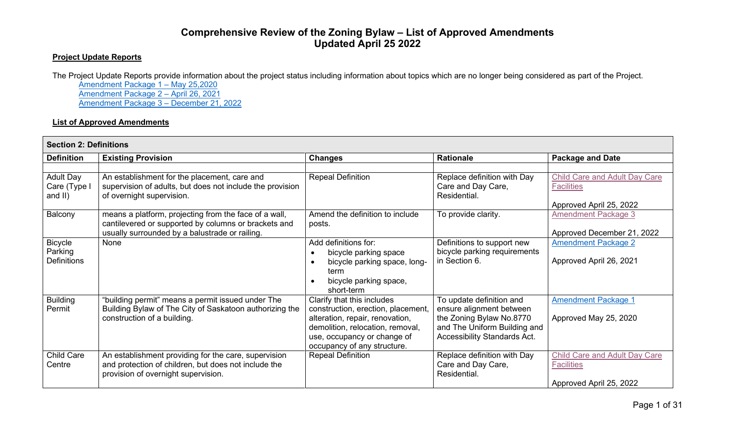# Comprehensive Review of the Zoning Bylaw – List of Approved Amendments
## Updated April 25 2022

**Project Update Reports**

The Project Update Reports provide information about the project status including information about topics which are no longer being considered as part of the Project.

- Amendment Package 1 – May 25,2020
- Amendment Package 2 – April 26, 2021
- Amendment Package 3 – December 21, 2022

**List of Approved Amendments**

| Section 2: Definitions | | | | |
|---|---|---|---|---|
| **Definition** | **Existing Provision** | **Changes** | **Rationale** | **Package and Date** |
| | | | | |
| Adult Day Care (Type I and II) | An establishment for the placement, care and supervision of adults, but does not include the provision of overnight supervision. | Repeal Definition | Replace definition with Day Care and Day Care, Residential. | Child Care and Adult Day Care Facilities<br><br>Approved April 25, 2022 |
| Balcony | means a platform, projecting from the face of a wall, cantilevered or supported by columns or brackets and usually surrounded by a balustrade or railing. | Amend the definition to include posts. | To provide clarity. | Amendment Package 3<br><br>Approved December 21, 2022 |
| Bicycle Parking Definitions | None | Add definitions for:<br>• bicycle parking space<br>• bicycle parking space, long-term<br>• bicycle parking space, short-term | Definitions to support new bicycle parking requirements in Section 6. | Amendment Package 2<br><br>Approved April 26, 2021 |
| Building Permit | "building permit" means a permit issued under The Building Bylaw of The City of Saskatoon authorizing the construction of a building. | Clarify that this includes construction, erection, placement, alteration, repair, renovation, demolition, relocation, removal, use, occupancy or change of occupancy of any structure. | To update definition and ensure alignment between the Zoning Bylaw No.8770 and The Uniform Building and Accessibility Standards Act. | Amendment Package 1<br><br>Approved May 25, 2020 |
| Child Care Centre | An establishment providing for the care, supervision and protection of children, but does not include the provision of overnight supervision. | Repeal Definition | Replace definition with Day Care and Day Care, Residential. | Child Care and Adult Day Care Facilities<br><br>Approved April 25, 2022 |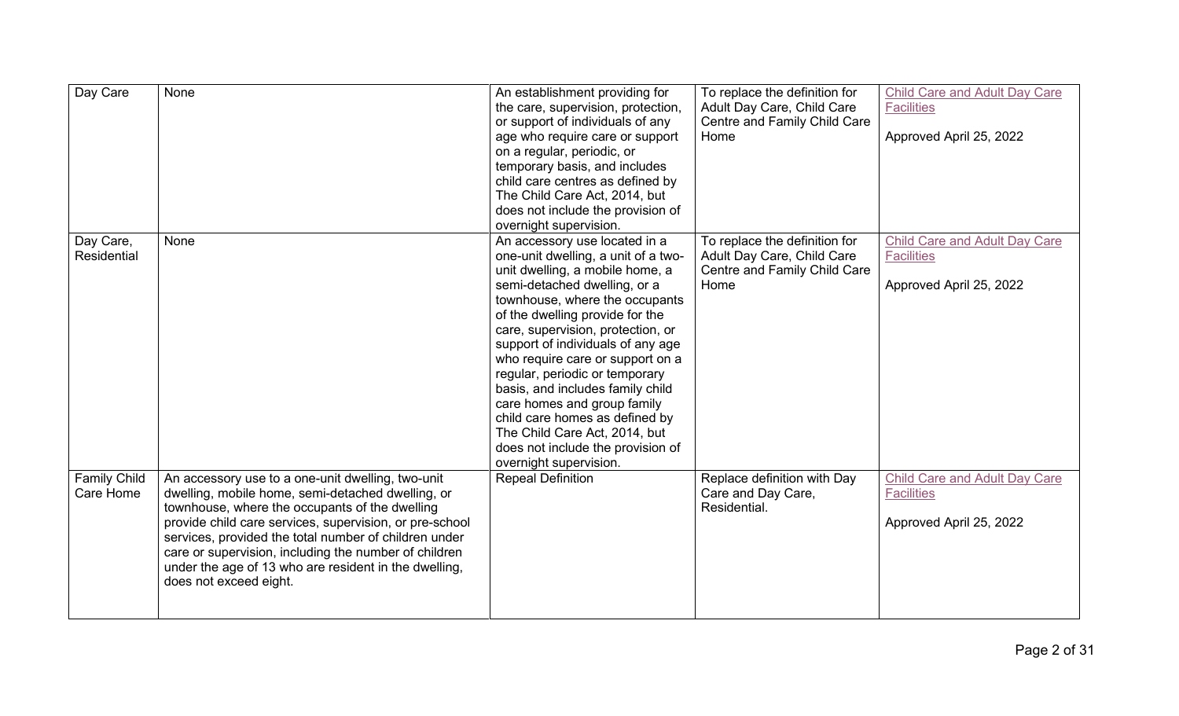| Day Care | None | An establishment providing for the care, supervision, protection, or support of individuals of any age who require care or support on a regular, periodic, or temporary basis, and includes child care centres as defined by The Child Care Act, 2014, but does not include the provision of overnight supervision. | To replace the definition for Adult Day Care, Child Care Centre and Family Child Care Home | Child Care and Adult Day Care Facilities<br><br>Approved April 25, 2022 |
|---|---|---|---|---|
| Day Care, Residential | None | An accessory use located in a one-unit dwelling, a unit of a two-unit dwelling, a mobile home, a semi-detached dwelling, or a townhouse, where the occupants of the dwelling provide for the care, supervision, protection, or support of individuals of any age who require care or support on a regular, periodic or temporary basis, and includes family child care homes and group family child care homes as defined by The Child Care Act, 2014, but does not include the provision of overnight supervision. | To replace the definition for Adult Day Care, Child Care Centre and Family Child Care Home | Child Care and Adult Day Care Facilities<br><br>Approved April 25, 2022 |
| Family Child Care Home | An accessory use to a one-unit dwelling, two-unit dwelling, mobile home, semi-detached dwelling, or townhouse, where the occupants of the dwelling provide child care services, supervision, or pre-school services, provided the total number of children under care or supervision, including the number of children under the age of 13 who are resident in the dwelling, does not exceed eight. | Repeal Definition | Replace definition with Day Care and Day Care, Residential. | Child Care and Adult Day Care Facilities<br><br>Approved April 25, 2022 |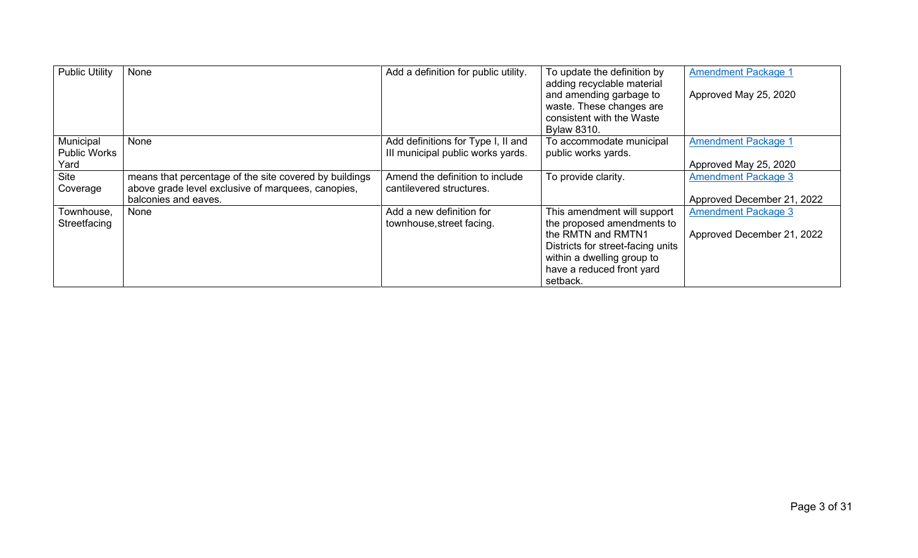| Public Utility | None | Add a definition for public utility. | To update the definition by adding recyclable material and amending garbage to waste. These changes are consistent with the Waste Bylaw 8310. | Amendment Package 1<br><br>Approved May 25, 2020 |
|---|---|---|---|---|
| Municipal Public Works Yard | None | Add definitions for Type I, II and III municipal public works yards. | To accommodate municipal public works yards. | Amendment Package 1<br><br>Approved May 25, 2020 |
| Site Coverage | means that percentage of the site covered by buildings above grade level exclusive of marquees, canopies, balconies and eaves. | Amend the definition to include cantilevered structures. | To provide clarity. | Amendment Package 3<br><br>Approved December 21, 2022 |
| Townhouse, Streetfacing | None | Add a new definition for townhouse,street facing. | This amendment will support the proposed amendments to the RMTN and RMTN1 Districts for street-facing units within a dwelling group to have a reduced front yard setback. | Amendment Package 3<br><br>Approved December 21, 2022 |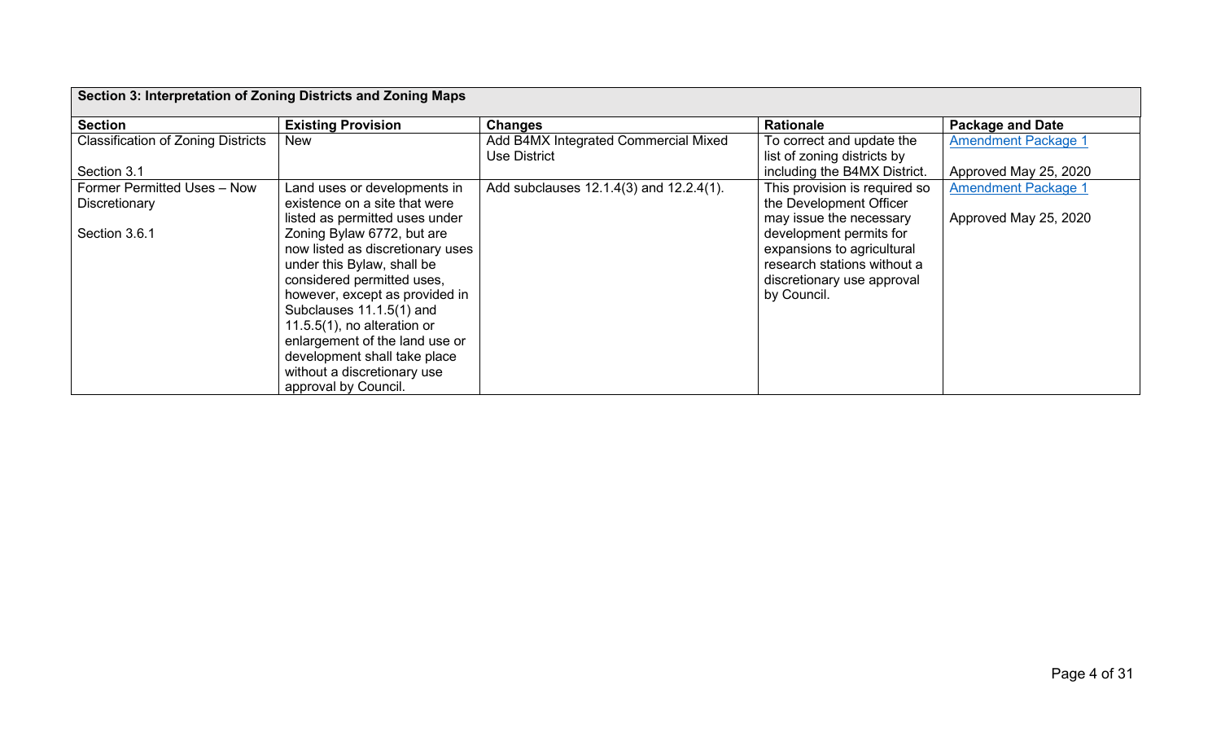| Section 3: Interpretation of Zoning Districts and Zoning Maps | | | | |
|---|---|---|---|---|
| **Section** | **Existing Provision** | **Changes** | **Rationale** | **Package and Date** |
| Classification of Zoning Districts<br><br>Section 3.1 | New | Add B4MX Integrated Commercial Mixed Use District | To correct and update the list of zoning districts by including the B4MX District. | Amendment Package 1<br><br>Approved May 25, 2020 |
| Former Permitted Uses – Now Discretionary<br><br>Section 3.6.1 | Land uses or developments in existence on a site that were listed as permitted uses under Zoning Bylaw 6772, but are now listed as discretionary uses under this Bylaw, shall be considered permitted uses, however, except as provided in Subclauses 11.1.5(1) and 11.5.5(1), no alteration or enlargement of the land use or development shall take place without a discretionary use approval by Council. | Add subclauses 12.1.4(3) and 12.2.4(1). | This provision is required so the Development Officer may issue the necessary development permits for expansions to agricultural research stations without a discretionary use approval by Council. | Amendment Package 1<br><br>Approved May 25, 2020 |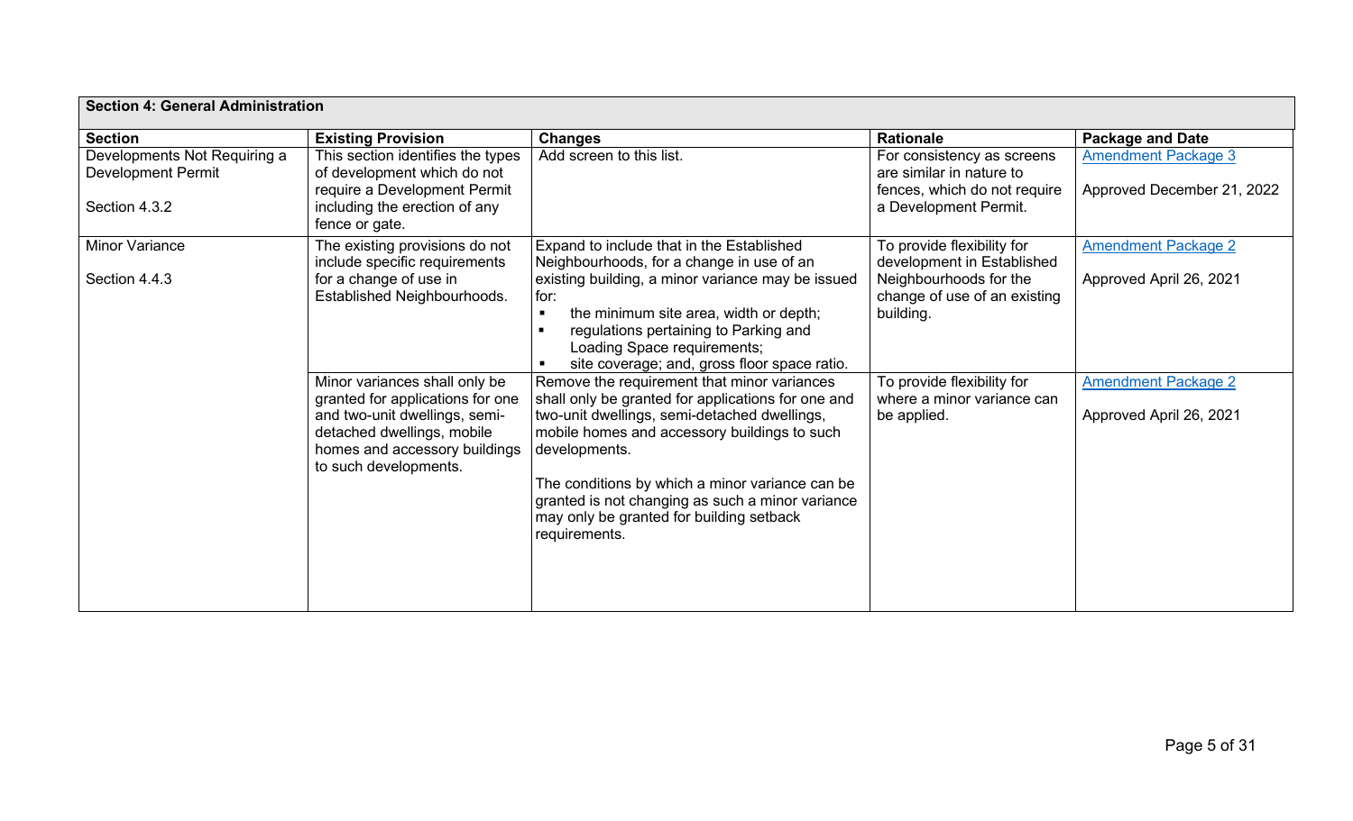| Section 4: General Administration | | | | |
|---|---|---|---|---|
| **Section** | **Existing Provision** | **Changes** | **Rationale** | **Package and Date** |
| Developments Not Requiring a Development Permit<br><br>Section 4.3.2 | This section identifies the types of development which do not require a Development Permit including the erection of any fence or gate. | Add screen to this list. | For consistency as screens are similar in nature to fences, which do not require a Development Permit. | Amendment Package 3<br><br>Approved December 21, 2022 |
| Minor Variance<br><br>Section 4.4.3 | The existing provisions do not include specific requirements for a change of use in Established Neighbourhoods. | Expand to include that in the Established Neighbourhoods, for a change in use of an existing building, a minor variance may be issued for:<br>▪ the minimum site area, width or depth;<br>▪ regulations pertaining to Parking and Loading Space requirements;<br>▪ site coverage; and, gross floor space ratio. | To provide flexibility for development in Established Neighbourhoods for the change of use of an existing building. | Amendment Package 2<br><br>Approved April 26, 2021 |
| | Minor variances shall only be granted for applications for one and two-unit dwellings, semi-detached dwellings, mobile homes and accessory buildings to such developments. | Remove the requirement that minor variances shall only be granted for applications for one and two-unit dwellings, semi-detached dwellings, mobile homes and accessory buildings to such developments.<br><br>The conditions by which a minor variance can be granted is not changing as such a minor variance may only be granted for building setback requirements. | To provide flexibility for where a minor variance can be applied. | Amendment Package 2<br><br>Approved April 26, 2021 |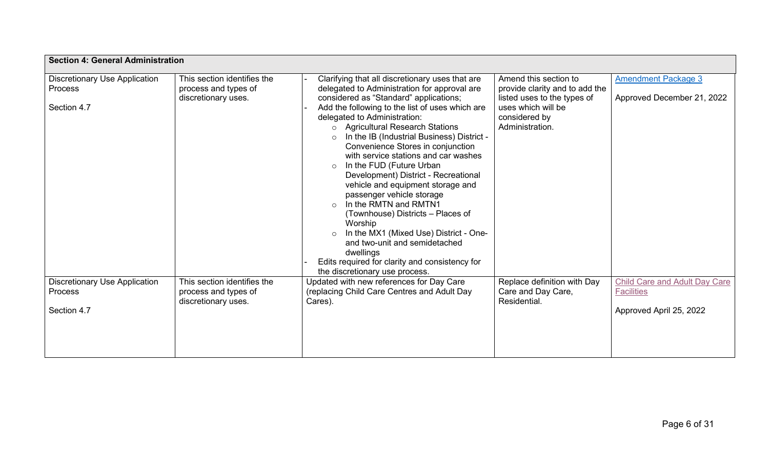| Section 4: General Administration | | | | |
|---|---|---|---|---|
| Discretionary Use Application Process<br><br>Section 4.7 | This section identifies the process and types of discretionary uses. | - Clarifying that all discretionary uses that are delegated to Administration for approval are considered as "Standard" applications;<br>- Add the following to the list of uses which are delegated to Administration:<br>  ○ Agricultural Research Stations<br>  ○ In the IB (Industrial Business) District - Convenience Stores in conjunction with service stations and car washes<br>  ○ In the FUD (Future Urban Development) District - Recreational vehicle and equipment storage and passenger vehicle storage<br>  ○ In the RMTN and RMTN1 (Townhouse) Districts – Places of Worship<br>  ○ In the MX1 (Mixed Use) District - One- and two-unit and semidetached dwellings<br>- Edits required for clarity and consistency for the discretionary use process. | Amend this section to provide clarity and to add the listed uses to the types of uses which will be considered by Administration. | Amendment Package 3<br><br>Approved December 21, 2022 |
| Discretionary Use Application Process<br><br>Section 4.7 | This section identifies the process and types of discretionary uses. | Updated with new references for Day Care (replacing Child Care Centres and Adult Day Cares). | Replace definition with Day Care and Day Care, Residential. | Child Care and Adult Day Care Facilities<br><br>Approved April 25, 2022 |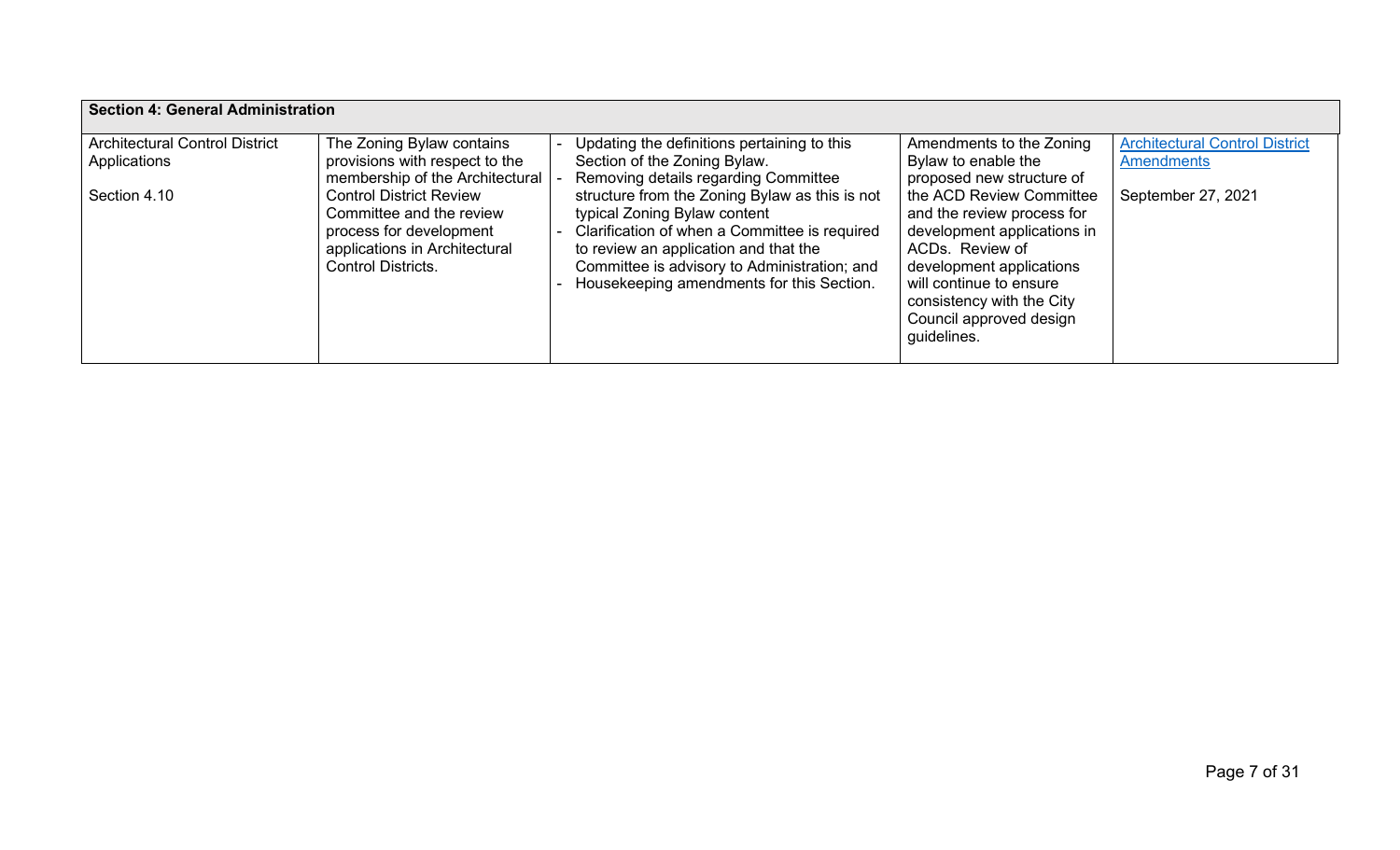| Section 4: General Administration | | | | |
|---|---|---|---|---|
| Architectural Control District Applications<br><br>Section 4.10 | The Zoning Bylaw contains provisions with respect to the membership of the Architectural Control District Review Committee and the review process for development applications in Architectural Control Districts. | - Updating the definitions pertaining to this Section of the Zoning Bylaw.<br>- Removing details regarding Committee structure from the Zoning Bylaw as this is not typical Zoning Bylaw content<br>- Clarification of when a Committee is required to review an application and that the Committee is advisory to Administration; and<br>- Housekeeping amendments for this Section. | Amendments to the Zoning Bylaw to enable the proposed new structure of the ACD Review Committee and the review process for development applications in ACDs. Review of development applications will continue to ensure consistency with the City Council approved design guidelines. | Architectural Control District Amendments<br><br>September 27, 2021 |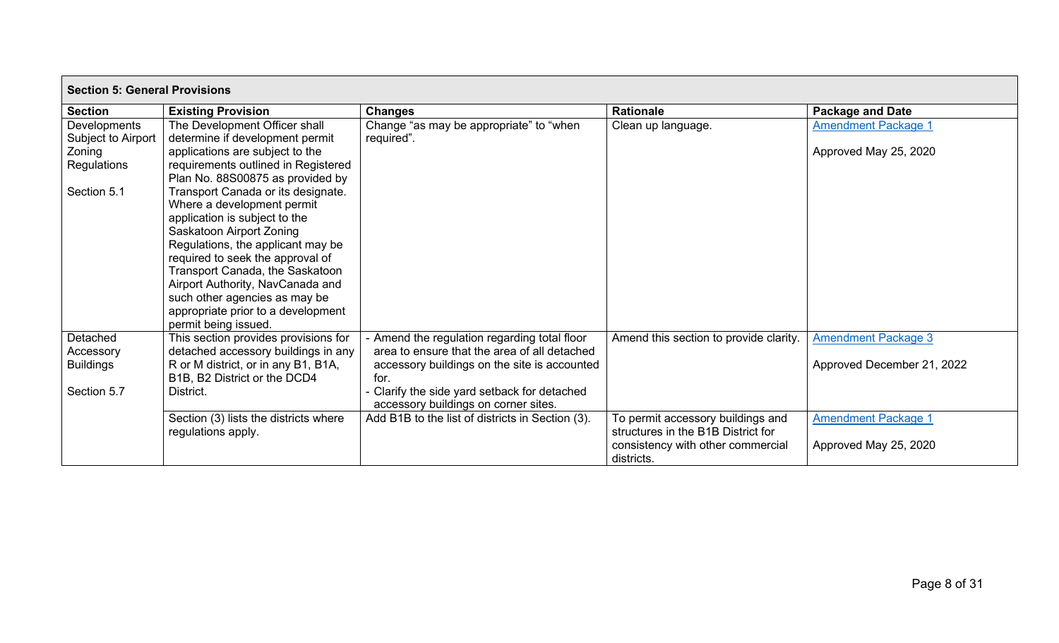| Section 5: General Provisions | | | | |
|---|---|---|---|---|
| **Section** | **Existing Provision** | **Changes** | **Rationale** | **Package and Date** |
| Developments Subject to Airport Zoning Regulations<br><br>Section 5.1 | The Development Officer shall determine if development permit applications are subject to the requirements outlined in Registered Plan No. 88S00875 as provided by Transport Canada or its designate. Where a development permit application is subject to the Saskatoon Airport Zoning Regulations, the applicant may be required to seek the approval of Transport Canada, the Saskatoon Airport Authority, NavCanada and such other agencies as may be appropriate prior to a development permit being issued. | Change "as may be appropriate" to "when required". | Clean up language. | Amendment Package 1<br><br>Approved May 25, 2020 |
| Detached Accessory Buildings<br><br>Section 5.7 | This section provides provisions for detached accessory buildings in any R or M district, or in any B1, B1A, B1B, B2 District or the DCD4 District. | - Amend the regulation regarding total floor area to ensure that the area of all detached accessory buildings on the site is accounted for.<br>- Clarify the side yard setback for detached accessory buildings on corner sites. | Amend this section to provide clarity. | Amendment Package 3<br><br>Approved December 21, 2022 |
| | Section (3) lists the districts where regulations apply. | Add B1B to the list of districts in Section (3). | To permit accessory buildings and structures in the B1B District for consistency with other commercial districts. | Amendment Package 1<br><br>Approved May 25, 2020 |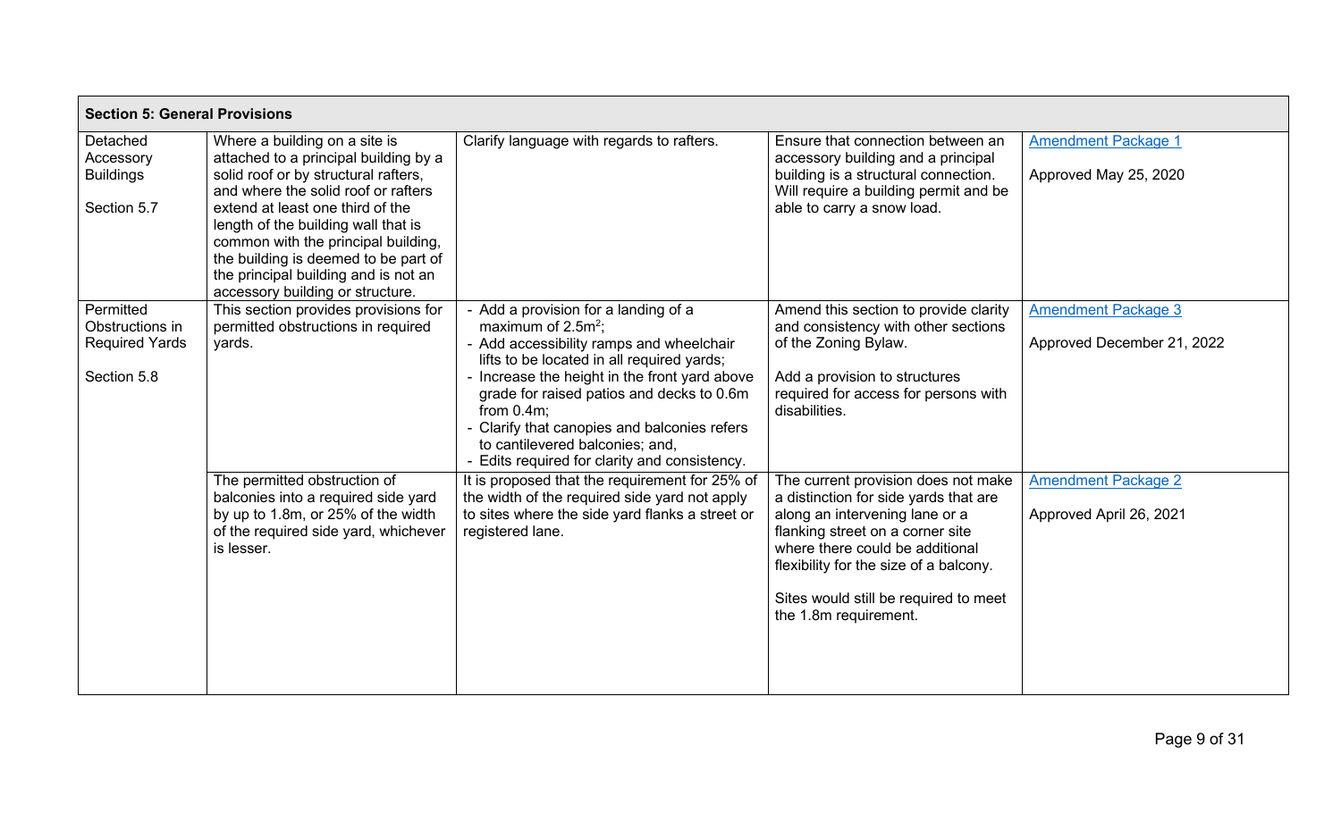| Section 5: General Provisions | | | | |
|---|---|---|---|---|
| Detached Accessory Buildings<br><br>Section 5.7 | Where a building on a site is attached to a principal building by a solid roof or by structural rafters, and where the solid roof or rafters extend at least one third of the length of the building wall that is common with the principal building, the building is deemed to be part of the principal building and is not an accessory building or structure. | Clarify language with regards to rafters. | Ensure that connection between an accessory building and a principal building is a structural connection. Will require a building permit and be able to carry a snow load. | Amendment Package 1<br><br>Approved May 25, 2020 |
| Permitted Obstructions in Required Yards<br><br>Section 5.8 | This section provides provisions for permitted obstructions in required yards. | - Add a provision for a landing of a maximum of $2.5m^2$;<br>- Add accessibility ramps and wheelchair lifts to be located in all required yards;<br>- Increase the height in the front yard above grade for raised patios and decks to 0.6m from 0.4m;<br>- Clarify that canopies and balconies refers to cantilevered balconies; and,<br>- Edits required for clarity and consistency. | Amend this section to provide clarity and consistency with other sections of the Zoning Bylaw.<br><br>Add a provision to structures required for access for persons with disabilities. | Amendment Package 3<br><br>Approved December 21, 2022 |
| | The permitted obstruction of balconies into a required side yard by up to 1.8m, or 25% of the width of the required side yard, whichever is lesser. | It is proposed that the requirement for 25% of the width of the required side yard not apply to sites where the side yard flanks a street or registered lane. | The current provision does not make a distinction for side yards that are along an intervening lane or a flanking street on a corner site where there could be additional flexibility for the size of a balcony.<br><br>Sites would still be required to meet the 1.8m requirement. | Amendment Package 2<br><br>Approved April 26, 2021 |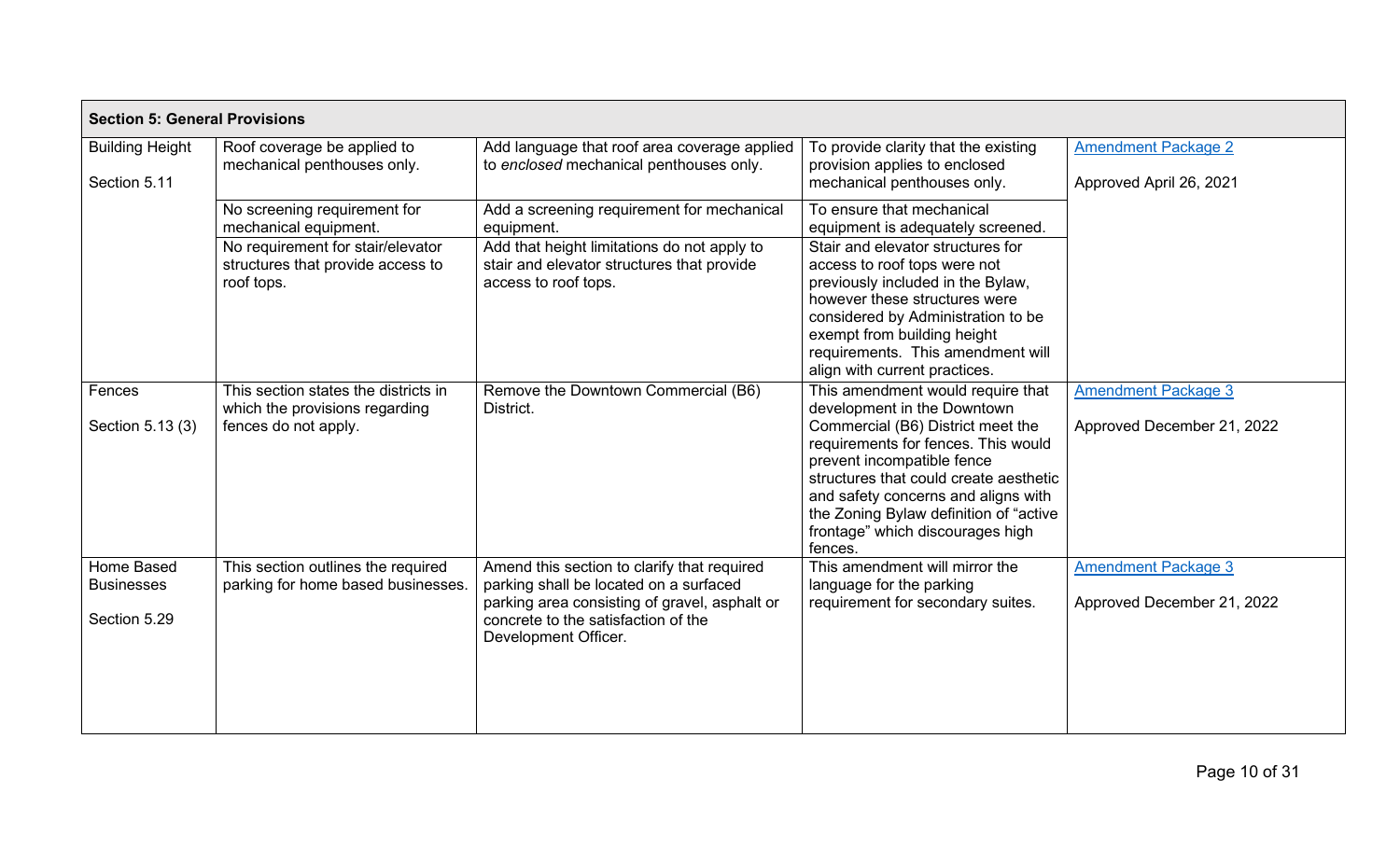| Section 5: General Provisions | | | | |
|---|---|---|---|---|
| Building Height<br><br>Section 5.11 | Roof coverage be applied to mechanical penthouses only. | Add language that roof area coverage applied to *enclosed* mechanical penthouses only. | To provide clarity that the existing provision applies to enclosed mechanical penthouses only. | [Amendment Package 2](#)<br><br>Approved April 26, 2021 |
| | No screening requirement for mechanical equipment. | Add a screening requirement for mechanical equipment. | To ensure that mechanical equipment is adequately screened. | |
| | No requirement for stair/elevator structures that provide access to roof tops. | Add that height limitations do not apply to stair and elevator structures that provide access to roof tops. | Stair and elevator structures for access to roof tops were not previously included in the Bylaw, however these structures were considered by Administration to be exempt from building height requirements. This amendment will align with current practices. | |
| Fences<br><br>Section 5.13 (3) | This section states the districts in which the provisions regarding fences do not apply. | Remove the Downtown Commercial (B6) District. | This amendment would require that development in the Downtown Commercial (B6) District meet the requirements for fences. This would prevent incompatible fence structures that could create aesthetic and safety concerns and aligns with the Zoning Bylaw definition of "active frontage" which discourages high fences. | [Amendment Package 3](#)<br><br>Approved December 21, 2022 |
| Home Based Businesses<br><br>Section 5.29 | This section outlines the required parking for home based businesses. | Amend this section to clarify that required parking shall be located on a surfaced parking area consisting of gravel, asphalt or concrete to the satisfaction of the Development Officer. | This amendment will mirror the language for the parking requirement for secondary suites. | [Amendment Package 3](#)<br><br>Approved December 21, 2022 |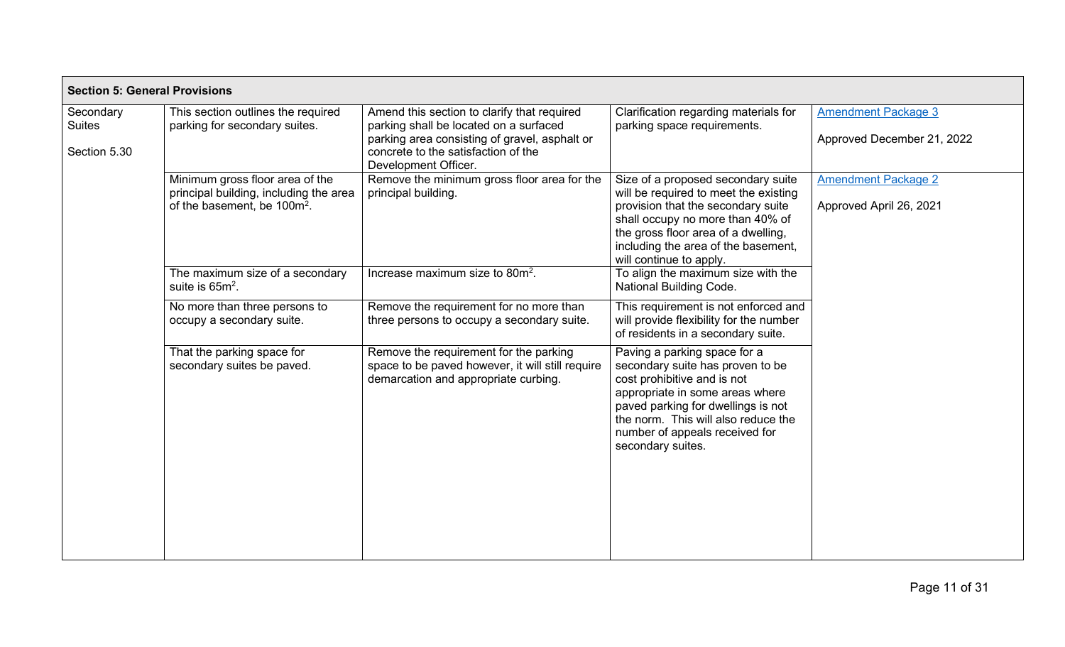| Section 5: General Provisions | | | | |
|---|---|---|---|---|
| Secondary Suites<br><br>Section 5.30 | This section outlines the required parking for secondary suites. | Amend this section to clarify that required parking shall be located on a surfaced parking area consisting of gravel, asphalt or concrete to the satisfaction of the Development Officer. | Clarification regarding materials for parking space requirements. | [Amendment Package 3]<br><br>Approved December 21, 2022 |
| | Minimum gross floor area of the principal building, including the area of the basement, be $100m^2$. | Remove the minimum gross floor area for the principal building. | Size of a proposed secondary suite will be required to meet the existing provision that the secondary suite shall occupy no more than 40% of the gross floor area of a dwelling, including the area of the basement, will continue to apply. | [Amendment Package 2]<br><br>Approved April 26, 2021 |
| | The maximum size of a secondary suite is $65m^2$. | Increase maximum size to $80m^2$. | To align the maximum size with the National Building Code. | |
| | No more than three persons to occupy a secondary suite. | Remove the requirement for no more than three persons to occupy a secondary suite. | This requirement is not enforced and will provide flexibility for the number of residents in a secondary suite. | |
| | That the parking space for secondary suites be paved. | Remove the requirement for the parking space to be paved however, it will still require demarcation and appropriate curbing. | Paving a parking space for a secondary suite has proven to be cost prohibitive and is not appropriate in some areas where paved parking for dwellings is not the norm. This will also reduce the number of appeals received for secondary suites. | |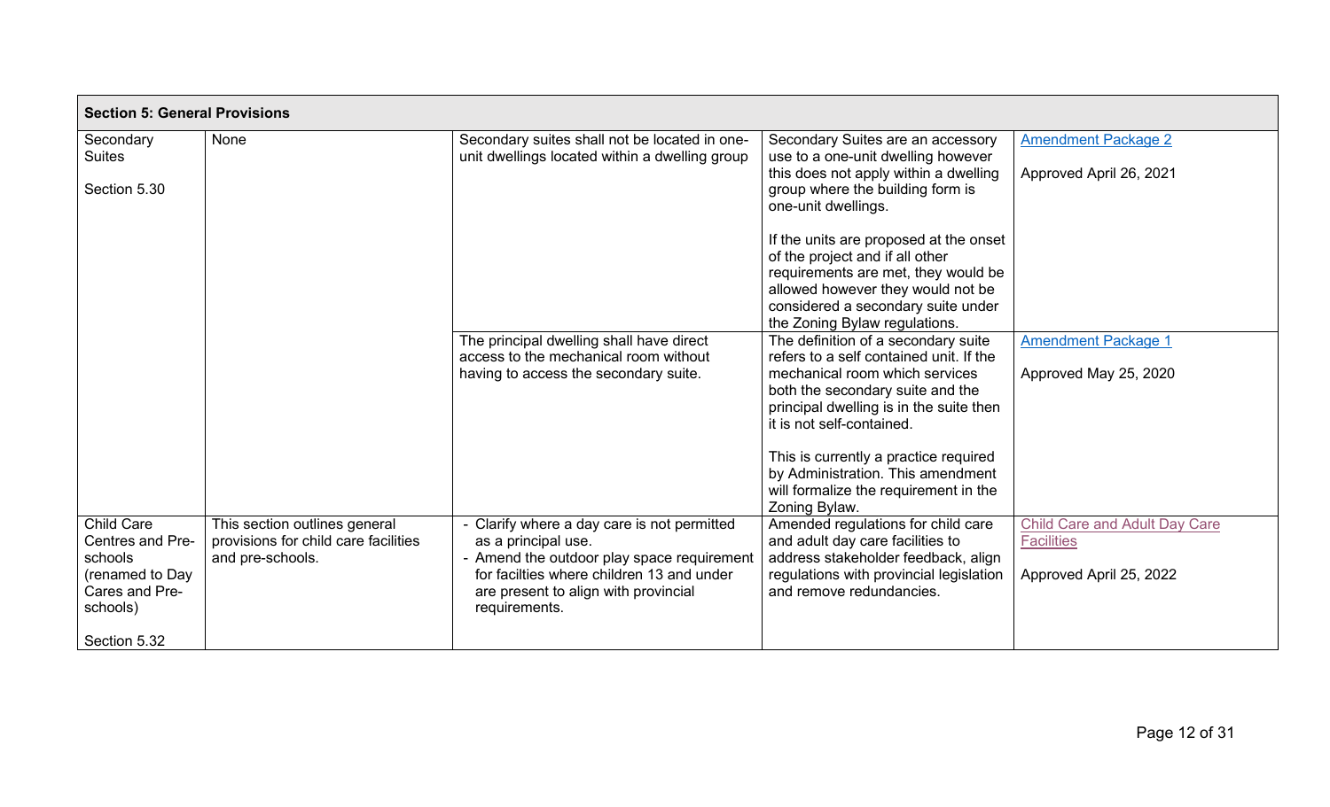| Section 5: General Provisions | | | | |
|---|---|---|---|---|
| Secondary Suites<br><br>Section 5.30 | None | Secondary suites shall not be located in one-unit dwellings located within a dwelling group | Secondary Suites are an accessory use to a one-unit dwelling however this does not apply within a dwelling group where the building form is one-unit dwellings.<br><br>If the units are proposed at the onset of the project and if all other requirements are met, they would be allowed however they would not be considered a secondary suite under the Zoning Bylaw regulations. | Amendment Package 2<br><br>Approved April 26, 2021 |
| | | The principal dwelling shall have direct access to the mechanical room without having to access the secondary suite. | The definition of a secondary suite refers to a self contained unit. If the mechanical room which services both the secondary suite and the principal dwelling is in the suite then it is not self-contained.<br><br>This is currently a practice required by Administration. This amendment will formalize the requirement in the Zoning Bylaw. | Amendment Package 1<br><br>Approved May 25, 2020 |
| Child Care Centres and Pre-schools (renamed to Day Cares and Pre-schools)<br><br>Section 5.32 | This section outlines general provisions for child care facilities and pre-schools. | - Clarify where a day care is not permitted as a principal use.<br>- Amend the outdoor play space requirement for facilties where children 13 and under are present to align with provincial requirements. | Amended regulations for child care and adult day care facilities to address stakeholder feedback, align regulations with provincial legislation and remove redundancies. | Child Care and Adult Day Care Facilities<br><br>Approved April 25, 2022 |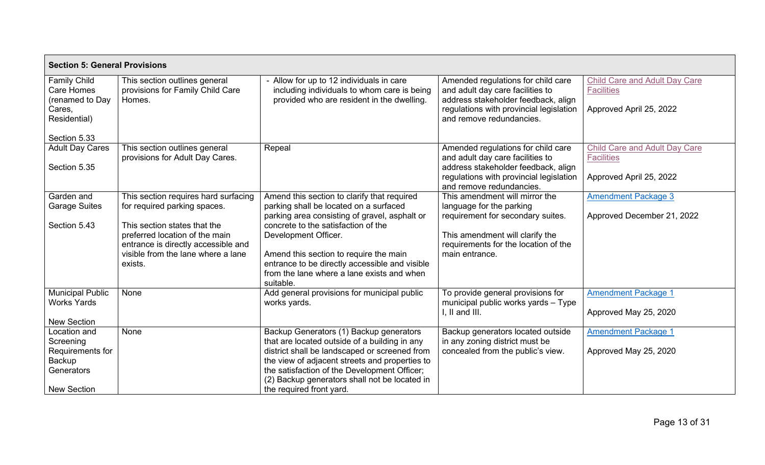| **Section 5: General Provisions** | | | | |
|---|---|---|---|---|
| Family Child Care Homes (renamed to Day Cares, Residential)<br><br>Section 5.33 | This section outlines general provisions for Family Child Care Homes. | - Allow for up to 12 individuals in care including individuals to whom care is being provided who are resident in the dwelling. | Amended regulations for child care and adult day care facilities to address stakeholder feedback, align regulations with provincial legislation and remove redundancies. | Child Care and Adult Day Care Facilities<br><br>Approved April 25, 2022 |
| Adult Day Cares<br><br>Section 5.35 | This section outlines general provisions for Adult Day Cares. | Repeal | Amended regulations for child care and adult day care facilities to address stakeholder feedback, align regulations with provincial legislation and remove redundancies. | Child Care and Adult Day Care Facilities<br><br>Approved April 25, 2022 |
| Garden and Garage Suites<br><br>Section 5.43 | This section requires hard surfacing for required parking spaces.<br><br>This section states that the preferred location of the main entrance is directly accessible and visible from the lane where a lane exists. | Amend this section to clarify that required parking shall be located on a surfaced parking area consisting of gravel, asphalt or concrete to the satisfaction of the Development Officer.<br><br>Amend this section to require the main entrance to be directly accessible and visible from the lane where a lane exists and when suitable. | This amendment will mirror the language for the parking requirement for secondary suites.<br><br>This amendment will clarify the requirements for the location of the main entrance. | Amendment Package 3<br><br>Approved December 21, 2022 |
| Municipal Public Works Yards<br><br>New Section | None | Add general provisions for municipal public works yards. | To provide general provisions for municipal public works yards – Type I, II and III. | Amendment Package 1<br><br>Approved May 25, 2020 |
| Location and Screening Requirements for Backup Generators<br><br>New Section | None | Backup Generators (1) Backup generators that are located outside of a building in any district shall be landscaped or screened from the view of adjacent streets and properties to the satisfaction of the Development Officer; (2) Backup generators shall not be located in the required front yard. | Backup generators located outside in any zoning district must be concealed from the public's view. | Amendment Package 1<br><br>Approved May 25, 2020 |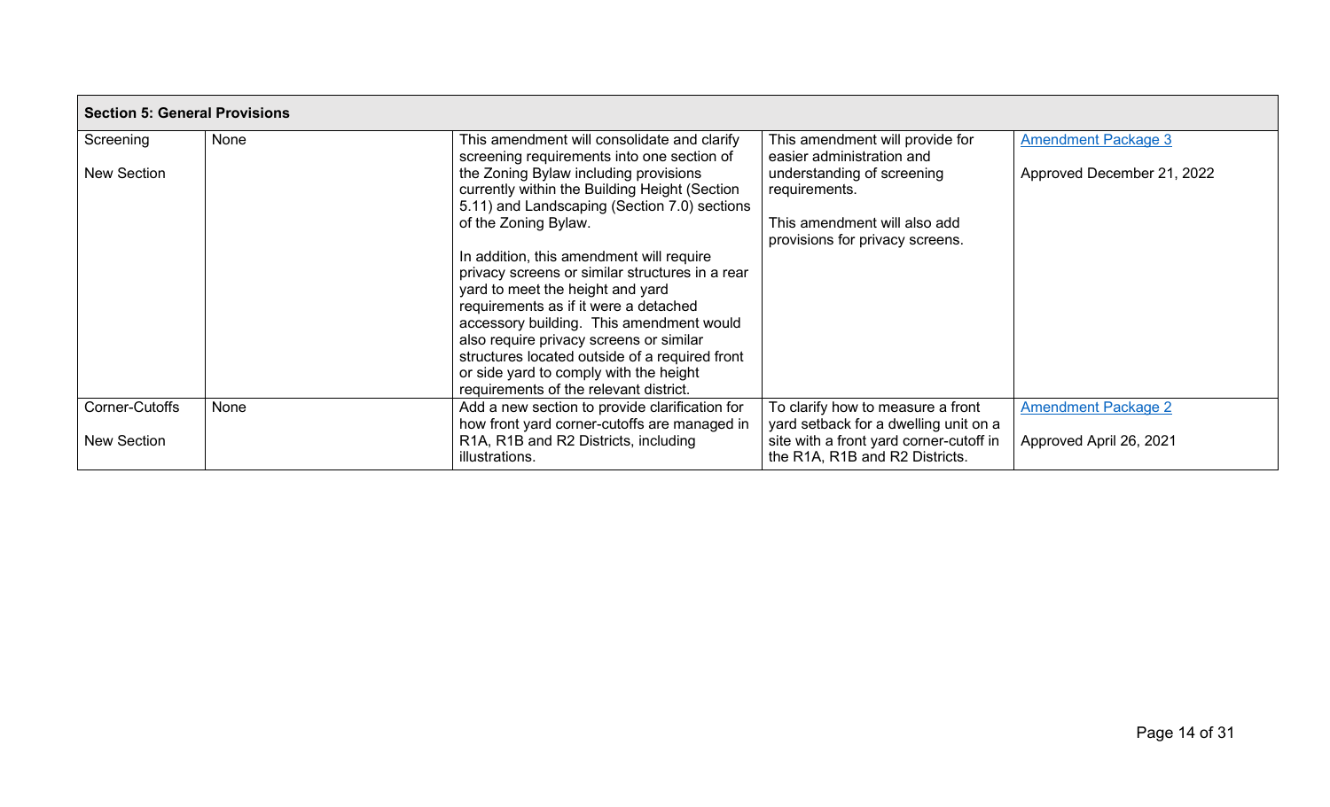| Section 5: General Provisions | | | | |
|---|---|---|---|---|
| Screening<br><br>New Section | None | This amendment will consolidate and clarify screening requirements into one section of the Zoning Bylaw including provisions currently within the Building Height (Section 5.11) and Landscaping (Section 7.0) sections of the Zoning Bylaw.<br><br>In addition, this amendment will require privacy screens or similar structures in a rear yard to meet the height and yard requirements as if it were a detached accessory building. This amendment would also require privacy screens or similar structures located outside of a required front or side yard to comply with the height requirements of the relevant district. | This amendment will provide for easier administration and understanding of screening requirements.<br><br>This amendment will also add provisions for privacy screens. | Amendment Package 3<br><br>Approved December 21, 2022 |
| Corner-Cutoffs<br><br>New Section | None | Add a new section to provide clarification for how front yard corner-cutoffs are managed in R1A, R1B and R2 Districts, including illustrations. | To clarify how to measure a front yard setback for a dwelling unit on a site with a front yard corner-cutoff in the R1A, R1B and R2 Districts. | Amendment Package 2<br><br>Approved April 26, 2021 |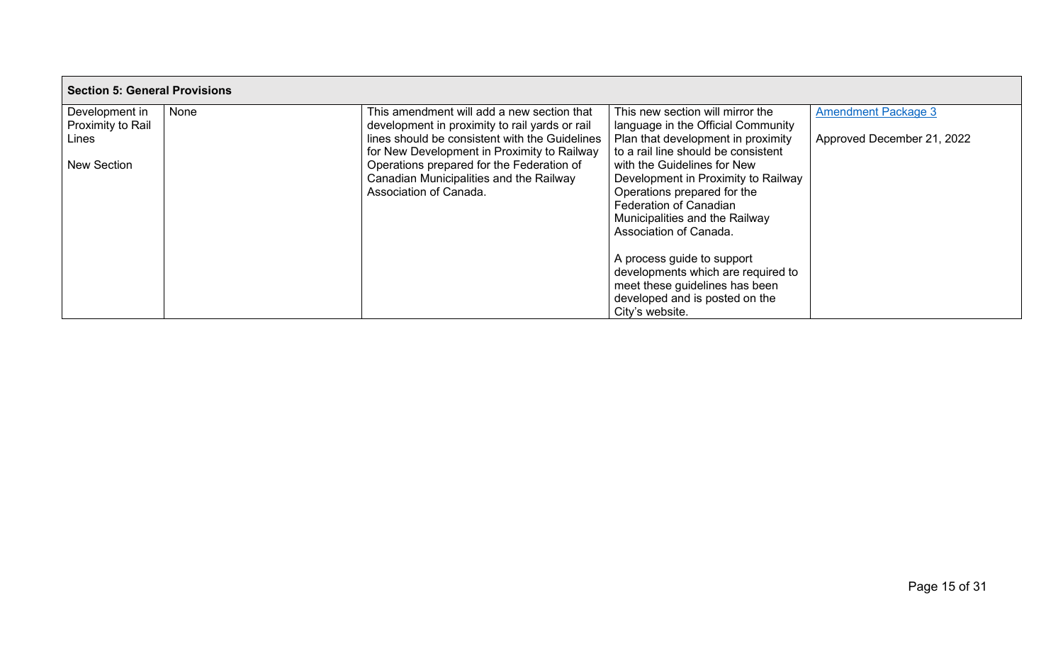| Section 5: General Provisions | | | | |
|---|---|---|---|---|
| Development in Proximity to Rail Lines<br><br>New Section | None | This amendment will add a new section that development in proximity to rail yards or rail lines should be consistent with the Guidelines for New Development in Proximity to Railway Operations prepared for the Federation of Canadian Municipalities and the Railway Association of Canada. | This new section will mirror the language in the Official Community Plan that development in proximity to a rail line should be consistent with the Guidelines for New Development in Proximity to Railway Operations prepared for the Federation of Canadian Municipalities and the Railway Association of Canada.<br><br>A process guide to support developments which are required to meet these guidelines has been developed and is posted on the City's website. | Amendment Package 3<br><br>Approved December 21, 2022 |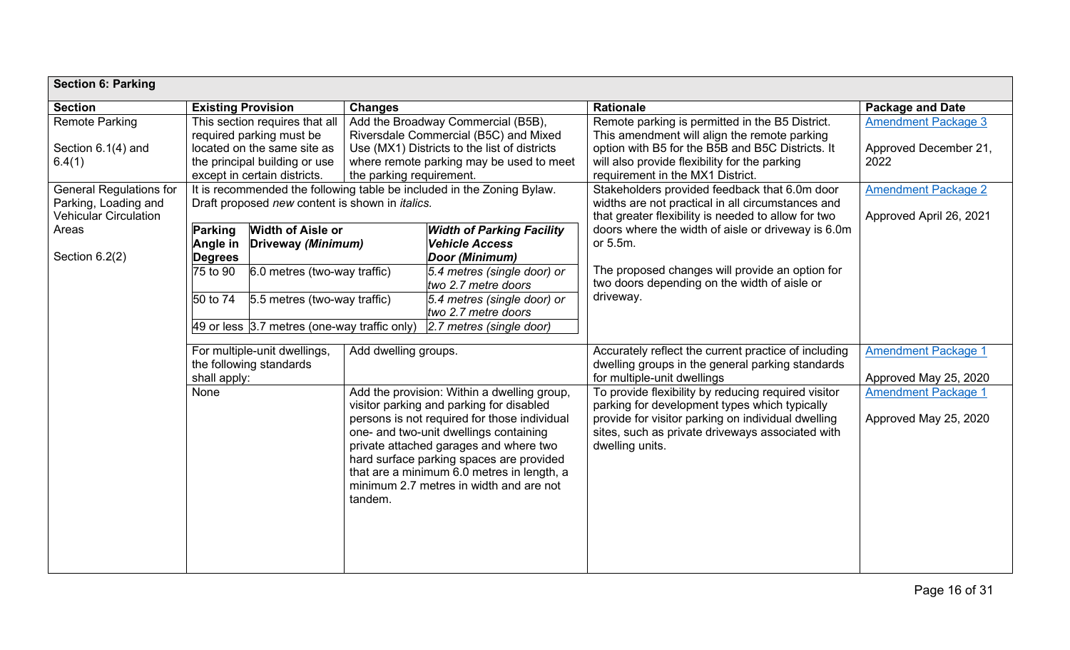| Section 6: Parking | | | | |
|---|---|---|---|---|
| **Section** | **Existing Provision** | **Changes** | **Rationale** | **Package and Date** |
| Remote Parking<br><br>Section 6.1(4) and 6.4(1) | This section requires that all required parking must be located on the same site as the principal building or use except in certain districts. | Add the Broadway Commercial (B5B), Riversdale Commercial (B5C) and Mixed Use (MX1) Districts to the list of districts where remote parking may be used to meet the parking requirement. | Remote parking is permitted in the B5 District. This amendment will align the remote parking option with B5 for the B5B and B5C Districts. It will also provide flexibility for the parking requirement in the MX1 District. | [Amendment Package 3](#)<br><br>Approved December 21, 2022 |
| General Regulations for Parking, Loading and Vehicular Circulation Areas<br><br>Section 6.2(2) | It is recommended the following table be included in the Zoning Bylaw. Draft proposed *new* content is shown in *italics.*<br><br>**Parking Angle in Degrees** / **Width of Aisle or Driveway *(Minimum)*** / ***Width of Parking Facility Vehicle Access Door (Minimum)***<br>75 to 90 / 6.0 metres (two-way traffic) / *5.4 metres (single door) or two 2.7 metre doors*<br>50 to 74 / 5.5 metres (two-way traffic) / *5.4 metres (single door) or two 2.7 metre doors*<br>49 or less / 3.7 metres (one-way traffic only) / *2.7 metres (single door)* | | Stakeholders provided feedback that 6.0m door widths are not practical in all circumstances and that greater flexibility is needed to allow for two doors where the width of aisle or driveway is 6.0m or 5.5m.<br><br>The proposed changes will provide an option for two doors depending on the width of aisle or driveway. | [Amendment Package 2](#)<br><br>Approved April 26, 2021 |
| | For multiple-unit dwellings, the following standards shall apply: | Add dwelling groups. | Accurately reflect the current practice of including dwelling groups in the general parking standards for multiple-unit dwellings | [Amendment Package 1](#)<br><br>Approved May 25, 2020 |
| | None | Add the provision: Within a dwelling group, visitor parking and parking for disabled persons is not required for those individual one- and two-unit dwellings containing private attached garages and where two hard surface parking spaces are provided that are a minimum 6.0 metres in length, a minimum 2.7 metres in width and are not tandem. | To provide flexibility by reducing required visitor parking for development types which typically provide for visitor parking on individual dwelling sites, such as private driveways associated with dwelling units. | [Amendment Package 1](#)<br><br>Approved May 25, 2020 |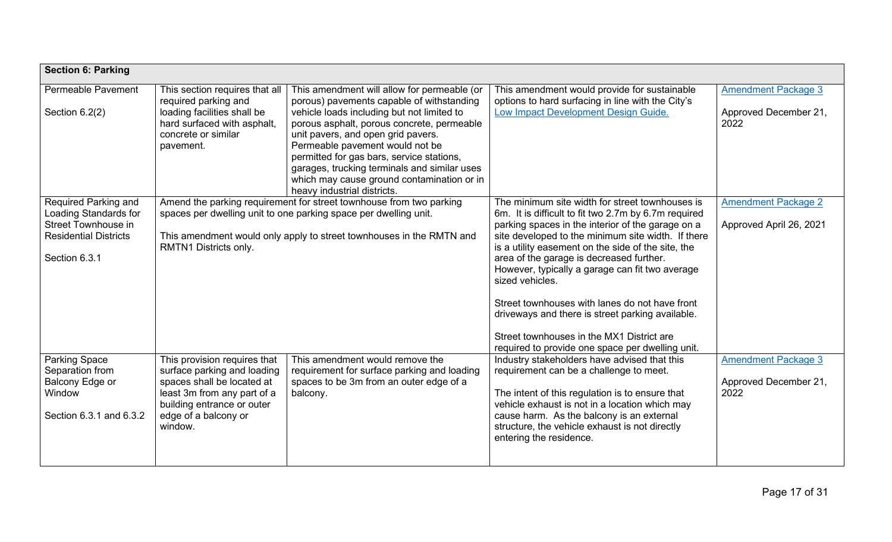| Section 6: Parking | | | | |
|---|---|---|---|---|
| Permeable Pavement<br><br>Section 6.2(2) | This section requires that all required parking and loading facilities shall be hard surfaced with asphalt, concrete or similar pavement. | This amendment will allow for permeable (or porous) pavements capable of withstanding vehicle loads including but not limited to porous asphalt, porous concrete, permeable unit pavers, and open grid pavers. Permeable pavement would not be permitted for gas bars, service stations, garages, trucking terminals and similar uses which may cause ground contamination or in heavy industrial districts. | This amendment would provide for sustainable options to hard surfacing in line with the City's Low Impact Development Design Guide. | Amendment Package 3<br><br>Approved December 21, 2022 |
| Required Parking and Loading Standards for Street Townhouse in Residential Districts<br><br>Section 6.3.1 | Amend the parking requirement for street townhouse from two parking spaces per dwelling unit to one parking space per dwelling unit.<br><br>This amendment would only apply to street townhouses in the RMTN and RMTN1 Districts only. | | The minimum site width for street townhouses is 6m. It is difficult to fit two 2.7m by 6.7m required parking spaces in the interior of the garage on a site developed to the minimum site width. If there is a utility easement on the side of the site, the area of the garage is decreased further. However, typically a garage can fit two average sized vehicles.<br><br>Street townhouses with lanes do not have front driveways and there is street parking available.<br><br>Street townhouses in the MX1 District are required to provide one space per dwelling unit. | Amendment Package 2<br><br>Approved April 26, 2021 |
| Parking Space Separation from Balcony Edge or Window<br><br>Section 6.3.1 and 6.3.2 | This provision requires that surface parking and loading spaces shall be located at least 3m from any part of a building entrance or outer edge of a balcony or window. | This amendment would remove the requirement for surface parking and loading spaces to be 3m from an outer edge of a balcony. | Industry stakeholders have advised that this requirement can be a challenge to meet.<br><br>The intent of this regulation is to ensure that vehicle exhaust is not in a location which may cause harm. As the balcony is an external structure, the vehicle exhaust is not directly entering the residence. | Amendment Package 3<br><br>Approved December 21, 2022 |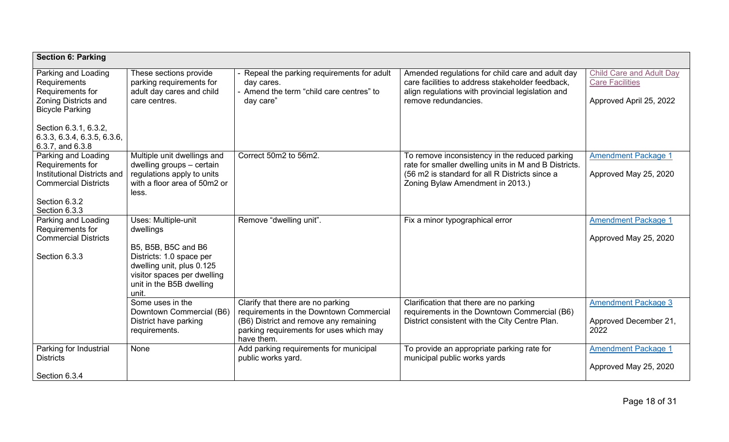| Section 6: Parking | | | | |
|---|---|---|---|---|
| Parking and Loading Requirements Requirements for Zoning Districts and Bicycle Parking<br><br>Section 6.3.1, 6.3.2, 6.3.3, 6.3.4, 6.3.5, 6.3.6, 6.3.7, and 6.3.8 | These sections provide parking requirements for adult day cares and child care centres. | - Repeal the parking requirements for adult day cares.<br>- Amend the term "child care centres" to day care" | Amended regulations for child care and adult day care facilities to address stakeholder feedback, align regulations with provincial legislation and remove redundancies. | Child Care and Adult Day Care Facilities<br><br>Approved April 25, 2022 |
| Parking and Loading Requirements for Institutional Districts and Commercial Districts<br><br>Section 6.3.2<br>Section 6.3.3 | Multiple unit dwellings and dwelling groups – certain regulations apply to units with a floor area of 50m2 or less. | Correct 50m2 to 56m2. | To remove inconsistency in the reduced parking rate for smaller dwelling units in M and B Districts. (56 m2 is standard for all R Districts since a Zoning Bylaw Amendment in 2013.) | Amendment Package 1<br><br>Approved May 25, 2020 |
| Parking and Loading Requirements for Commercial Districts<br><br>Section 6.3.3 | Uses: Multiple-unit dwellings<br><br>B5, B5B, B5C and B6 Districts: 1.0 space per dwelling unit, plus 0.125 visitor spaces per dwelling unit in the B5B dwelling unit. | Remove "dwelling unit". | Fix a minor typographical error | Amendment Package 1<br><br>Approved May 25, 2020 |
| | Some uses in the Downtown Commercial (B6) District have parking requirements. | Clarify that there are no parking requirements in the Downtown Commercial (B6) District and remove any remaining parking requirements for uses which may have them. | Clarification that there are no parking requirements in the Downtown Commercial (B6) District consistent with the City Centre Plan. | Amendment Package 3<br><br>Approved December 21, 2022 |
| Parking for Industrial Districts<br><br>Section 6.3.4 | None | Add parking requirements for municipal public works yard. | To provide an appropriate parking rate for municipal public works yards | Amendment Package 1<br><br>Approved May 25, 2020 |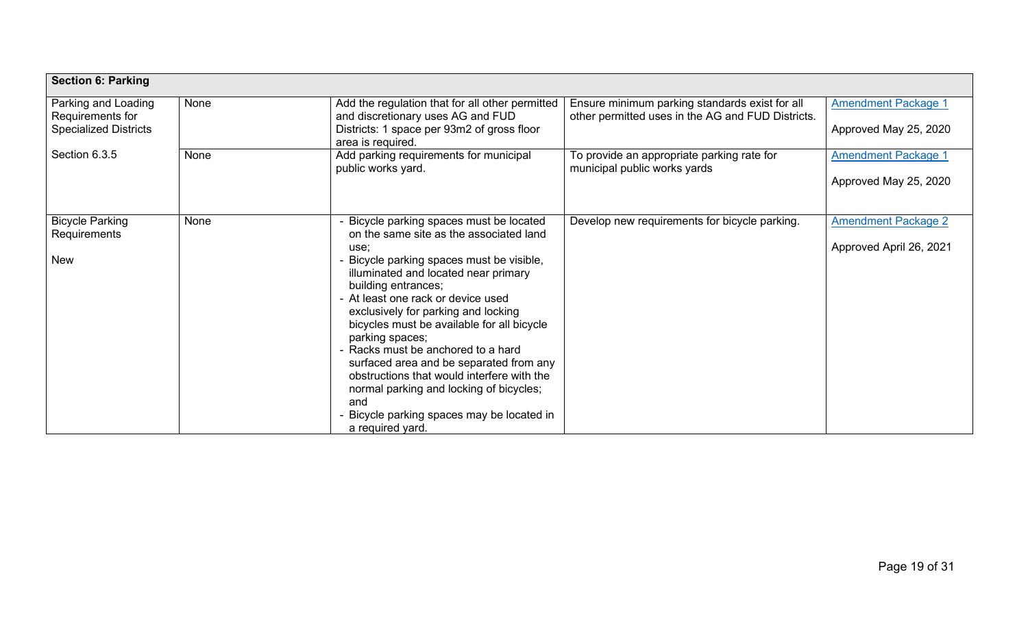| **Section 6: Parking** | | | | |
|---|---|---|---|---|
| Parking and Loading Requirements for Specialized Districts<br><br>Section 6.3.5 | None | Add the regulation that for all other permitted and discretionary uses AG and FUD Districts: 1 space per 93m2 of gross floor area is required. | Ensure minimum parking standards exist for all other permitted uses in the AG and FUD Districts. | Amendment Package 1<br><br>Approved May 25, 2020 |
| | None | Add parking requirements for municipal public works yard. | To provide an appropriate parking rate for municipal public works yards | Amendment Package 1<br><br>Approved May 25, 2020 |
| Bicycle Parking Requirements<br><br>New | None | - Bicycle parking spaces must be located on the same site as the associated land use;<br>- Bicycle parking spaces must be visible, illuminated and located near primary building entrances;<br>- At least one rack or device used exclusively for parking and locking bicycles must be available for all bicycle parking spaces;<br>- Racks must be anchored to a hard surfaced area and be separated from any obstructions that would interfere with the normal parking and locking of bicycles; and<br>- Bicycle parking spaces may be located in a required yard. | Develop new requirements for bicycle parking. | Amendment Package 2<br><br>Approved April 26, 2021 |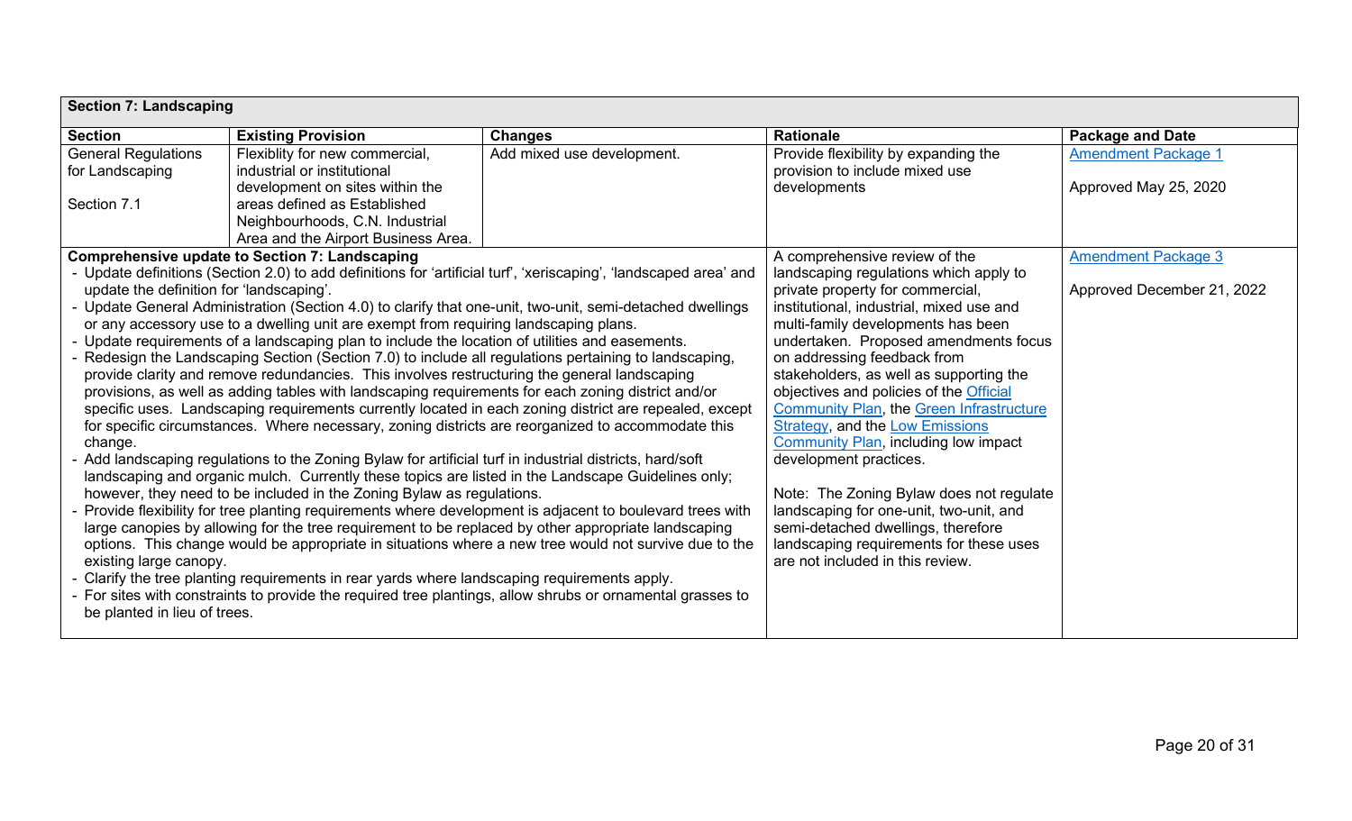| Section 7: Landscaping | | | | |
|---|---|---|---|---|
| **Section** | **Existing Provision** | **Changes** | **Rationale** | **Package and Date** |
| General Regulations for Landscaping<br><br>Section 7.1 | Flexiblity for new commercial, industrial or institutional development on sites within the areas defined as Established Neighbourhoods, C.N. Industrial Area and the Airport Business Area. | Add mixed use development. | Provide flexibility by expanding the provision to include mixed use developments | Amendment Package 1<br><br>Approved May 25, 2020 |
| **Comprehensive update to Section 7: Landscaping**<br>- Update definitions (Section 2.0) to add definitions for 'artificial turf', 'xeriscaping', 'landscaped area' and update the definition for 'landscaping'.<br>- Update General Administration (Section 4.0) to clarify that one-unit, two-unit, semi-detached dwellings or any accessory use to a dwelling unit are exempt from requiring landscaping plans.<br>- Update requirements of a landscaping plan to include the location of utilities and easements.<br>- Redesign the Landscaping Section (Section 7.0) to include all regulations pertaining to landscaping, provide clarity and remove redundancies. This involves restructuring the general landscaping provisions, as well as adding tables with landscaping requirements for each zoning district and/or specific uses. Landscaping requirements currently located in each zoning district are repealed, except for specific circumstances. Where necessary, zoning districts are reorganized to accommodate this change.<br>- Add landscaping regulations to the Zoning Bylaw for artificial turf in industrial districts, hard/soft landscaping and organic mulch. Currently these topics are listed in the Landscape Guidelines only; however, they need to be included in the Zoning Bylaw as regulations.<br>- Provide flexibility for tree planting requirements where development is adjacent to boulevard trees with large canopies by allowing for the tree requirement to be replaced by other appropriate landscaping options. This change would be appropriate in situations where a new tree would not survive due to the existing large canopy.<br>- Clarify the tree planting requirements in rear yards where landscaping requirements apply.<br>- For sites with constraints to provide the required tree plantings, allow shrubs or ornamental grasses to be planted in lieu of trees. | | | A comprehensive review of the landscaping regulations which apply to private property for commercial, institutional, industrial, mixed use and multi-family developments has been undertaken. Proposed amendments focus on addressing feedback from stakeholders, as well as supporting the objectives and policies of the Official Community Plan, the Green Infrastructure Strategy, and the Low Emissions Community Plan, including low impact development practices.<br><br>Note: The Zoning Bylaw does not regulate landscaping for one-unit, two-unit, and semi-detached dwellings, therefore landscaping requirements for these uses are not included in this review. | Amendment Package 3<br><br>Approved December 21, 2022 |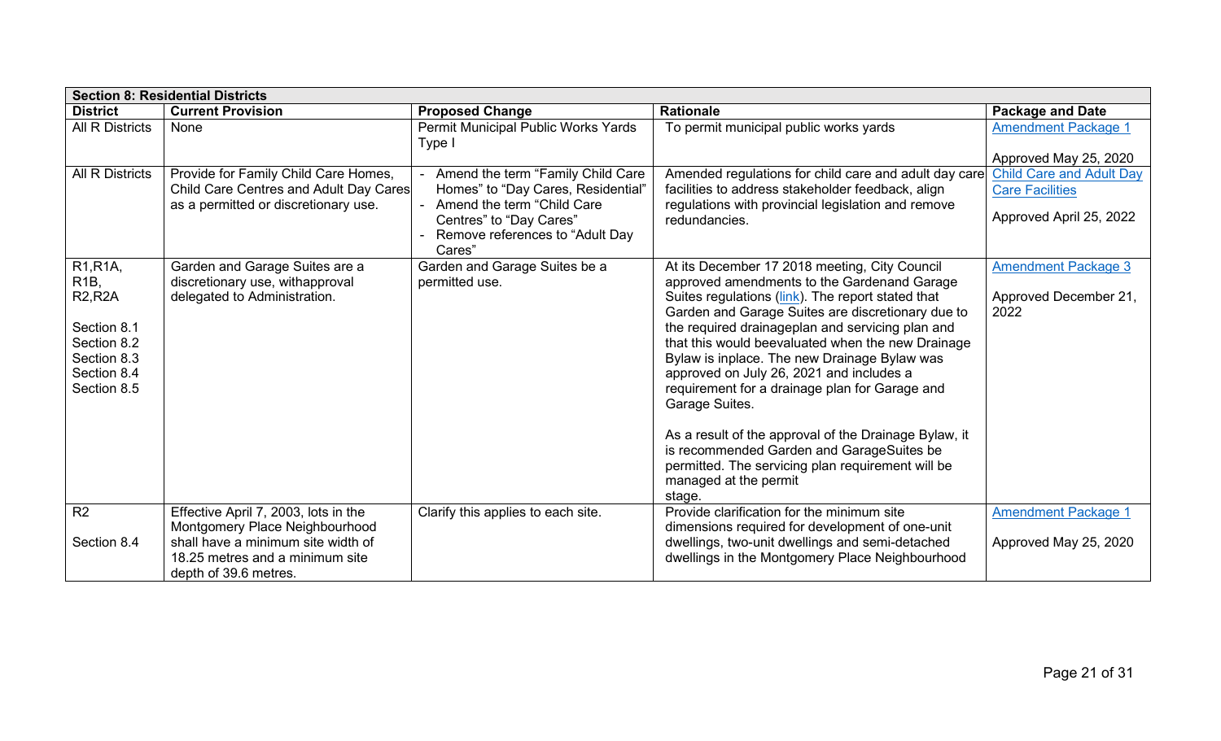| Section 8: Residential Districts | | | | |
| --- | --- | --- | --- | --- |
| **District** | **Current Provision** | **Proposed Change** | **Rationale** | **Package and Date** |
| All R Districts | None | Permit Municipal Public Works Yards Type I | To permit municipal public works yards | Amendment Package 1<br><br>Approved May 25, 2020 |
| All R Districts | Provide for Family Child Care Homes, Child Care Centres and Adult Day Cares as a permitted or discretionary use. | - Amend the term "Family Child Care Homes" to "Day Cares, Residential"<br>- Amend the term "Child Care Centres" to "Day Cares"<br>- Remove references to "Adult Day Cares" | Amended regulations for child care and adult day care facilities to address stakeholder feedback, align regulations with provincial legislation and remove redundancies. | Child Care and Adult Day Care Facilities<br><br>Approved April 25, 2022 |
| R1,R1A, R1B, R2,R2A<br><br>Section 8.1<br>Section 8.2<br>Section 8.3<br>Section 8.4<br>Section 8.5 | Garden and Garage Suites are a discretionary use, withapproval delegated to Administration. | Garden and Garage Suites be a permitted use. | At its December 17 2018 meeting, City Council approved amendments to the Gardenand Garage Suites regulations (link). The report stated that Garden and Garage Suites are discretionary due to the required drainageplan and servicing plan and that this would beevaluated when the new Drainage Bylaw is inplace. The new Drainage Bylaw was approved on July 26, 2021 and includes a requirement for a drainage plan for Garage and Garage Suites.<br><br>As a result of the approval of the Drainage Bylaw, it is recommended Garden and GarageSuites be permitted. The servicing plan requirement will be managed at the permit stage. | Amendment Package 3<br><br>Approved December 21, 2022 |
| R2<br><br>Section 8.4 | Effective April 7, 2003, lots in the Montgomery Place Neighbourhood shall have a minimum site width of 18.25 metres and a minimum site depth of 39.6 metres. | Clarify this applies to each site. | Provide clarification for the minimum site dimensions required for development of one-unit dwellings, two-unit dwellings and semi-detached dwellings in the Montgomery Place Neighbourhood | Amendment Package 1<br><br>Approved May 25, 2020 |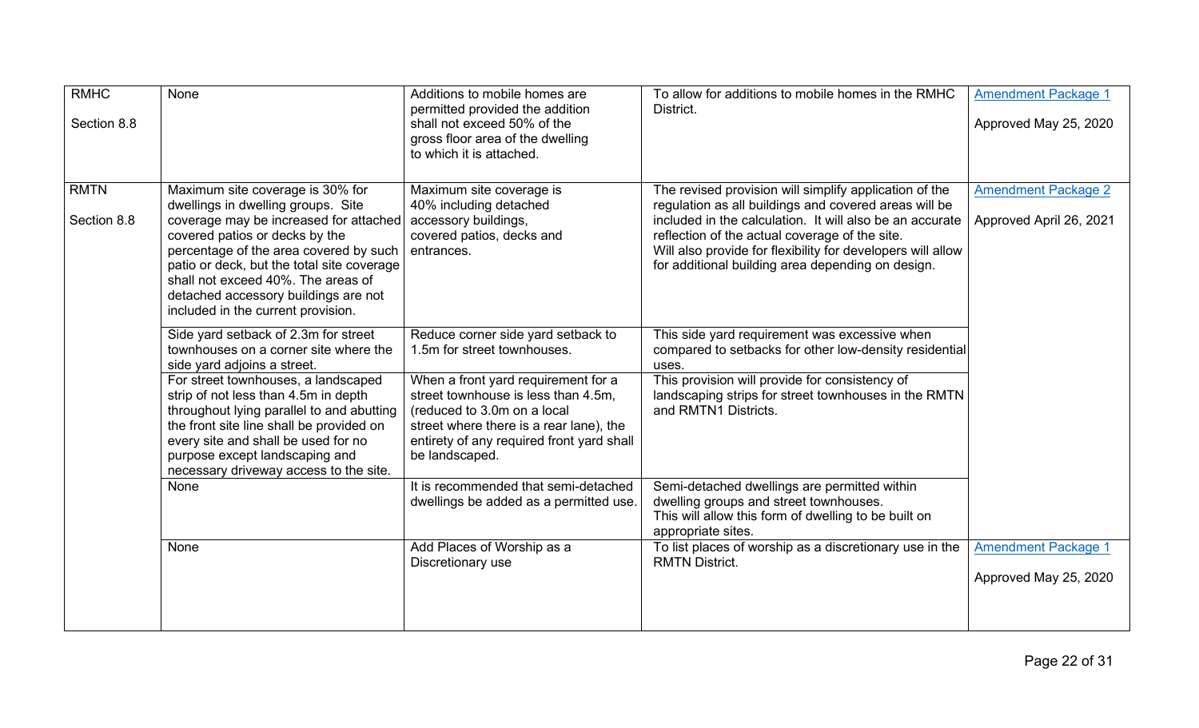| RMHC<br><br>Section 8.8 | None | Additions to mobile homes are permitted provided the addition shall not exceed 50% of the gross floor area of the dwelling to which it is attached. | To allow for additions to mobile homes in the RMHC District. | Amendment Package 1<br><br>Approved May 25, 2020 |
|---|---|---|---|---|
| RMTN<br><br>Section 8.8 | Maximum site coverage is 30% for dwellings in dwelling groups. Site coverage may be increased for attached covered patios or decks by the percentage of the area covered by such patio or deck, but the total site coverage shall not exceed 40%. The areas of detached accessory buildings are not included in the current provision. | Maximum site coverage is 40% including detached accessory buildings, covered patios, decks and entrances. | The revised provision will simplify application of the regulation as all buildings and covered areas will be included in the calculation. It will also be an accurate reflection of the actual coverage of the site. Will also provide for flexibility for developers will allow for additional building area depending on design. | Amendment Package 2<br><br>Approved April 26, 2021 |
| | Side yard setback of 2.3m for street townhouses on a corner site where the side yard adjoins a street. | Reduce corner side yard setback to 1.5m for street townhouses. | This side yard requirement was excessive when compared to setbacks for other low-density residential uses. | |
| | For street townhouses, a landscaped strip of not less than 4.5m in depth throughout lying parallel to and abutting the front site line shall be provided on every site and shall be used for no purpose except landscaping and necessary driveway access to the site. | When a front yard requirement for a street townhouse is less than 4.5m, (reduced to 3.0m on a local street where there is a rear lane), the entirety of any required front yard shall be landscaped. | This provision will provide for consistency of landscaping strips for street townhouses in the RMTN and RMTN1 Districts. | |
| | None | It is recommended that semi-detached dwellings be added as a permitted use. | Semi-detached dwellings are permitted within dwelling groups and street townhouses. This will allow this form of dwelling to be built on appropriate sites. | |
| | None | Add Places of Worship as a Discretionary use | To list places of worship as a discretionary use in the RMTN District. | Amendment Package 1<br><br>Approved May 25, 2020 |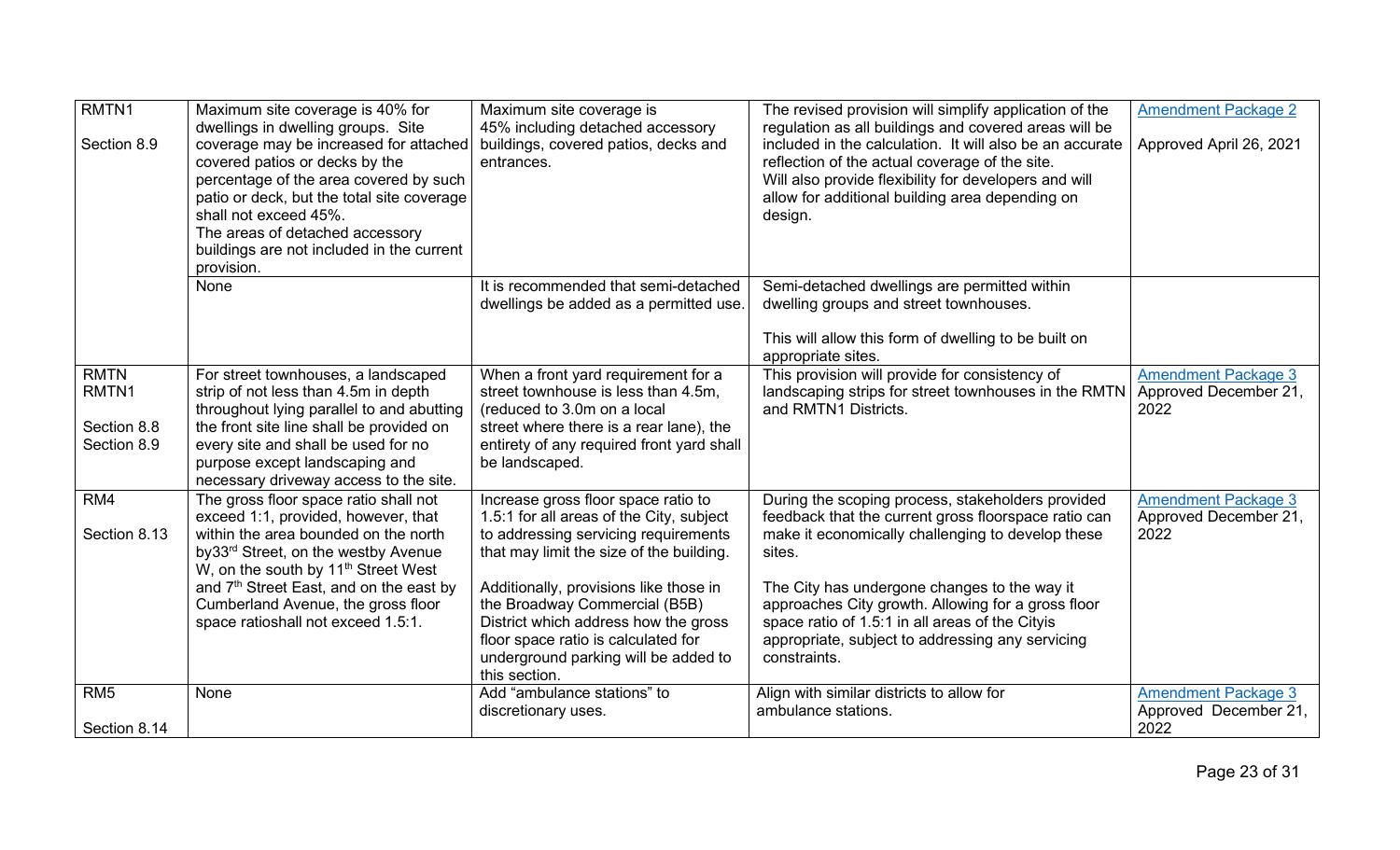| | | | | |
|---|---|---|---|---|
| RMTN1<br><br>Section 8.9 | Maximum site coverage is 40% for dwellings in dwelling groups. Site coverage may be increased for attached covered patios or decks by the percentage of the area covered by such patio or deck, but the total site coverage shall not exceed 45%.<br>The areas of detached accessory buildings are not included in the current provision. | Maximum site coverage is 45% including detached accessory buildings, covered patios, decks and entrances. | The revised provision will simplify application of the regulation as all buildings and covered areas will be included in the calculation. It will also be an accurate reflection of the actual coverage of the site.<br>Will also provide flexibility for developers and will allow for additional building area depending on design. | Amendment Package 2<br><br>Approved April 26, 2021 |
| | None | It is recommended that semi-detached dwellings be added as a permitted use. | Semi-detached dwellings are permitted within dwelling groups and street townhouses.<br><br>This will allow this form of dwelling to be built on appropriate sites. | |
| RMTN<br>RMTN1<br><br>Section 8.8<br>Section 8.9 | For street townhouses, a landscaped strip of not less than 4.5m in depth throughout lying parallel to and abutting the front site line shall be provided on every site and shall be used for no purpose except landscaping and necessary driveway access to the site. | When a front yard requirement for a street townhouse is less than 4.5m, (reduced to 3.0m on a local street where there is a rear lane), the entirety of any required front yard shall be landscaped. | This provision will provide for consistency of landscaping strips for street townhouses in the RMTN and RMTN1 Districts. | Amendment Package 3<br>Approved December 21, 2022 |
| RM4<br><br>Section 8.13 | The gross floor space ratio shall not exceed 1:1, provided, however, that within the area bounded on the north by33rd Street, on the westby Avenue W, on the south by 11th Street West and 7th Street East, and on the east by Cumberland Avenue, the gross floor space ratioshall not exceed 1.5:1. | Increase gross floor space ratio to 1.5:1 for all areas of the City, subject to addressing servicing requirements that may limit the size of the building.<br><br>Additionally, provisions like those in the Broadway Commercial (B5B) District which address how the gross floor space ratio is calculated for underground parking will be added to this section. | During the scoping process, stakeholders provided feedback that the current gross floorspace ratio can make it economically challenging to develop these sites.<br><br>The City has undergone changes to the way it approaches City growth. Allowing for a gross floor space ratio of 1.5:1 in all areas of the Cityis appropriate, subject to addressing any servicing constraints. | Amendment Package 3<br>Approved December 21, 2022 |
| RM5<br><br>Section 8.14 | None | Add "ambulance stations" to discretionary uses. | Align with similar districts to allow for ambulance stations. | Amendment Package 3<br>Approved December 21, 2022 |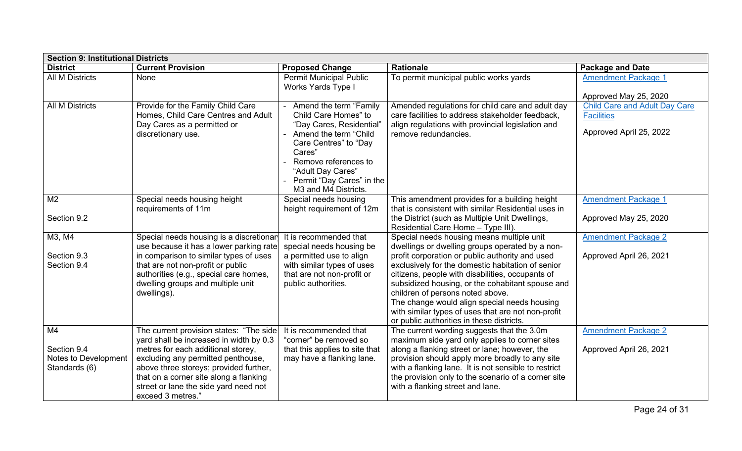| Section 9: Institutional Districts | | | | |
|---|---|---|---|---|
| **District** | **Current Provision** | **Proposed Change** | **Rationale** | **Package and Date** |
| All M Districts | None | Permit Municipal Public Works Yards Type I | To permit municipal public works yards | Amendment Package 1<br><br>Approved May 25, 2020 |
| All M Districts | Provide for the Family Child Care Homes, Child Care Centres and Adult Day Cares as a permitted or discretionary use. | - Amend the term "Family Child Care Homes" to "Day Cares, Residential"<br>- Amend the term "Child Care Centres" to "Day Cares"<br>- Remove references to "Adult Day Cares"<br>- Permit "Day Cares" in the M3 and M4 Districts. | Amended regulations for child care and adult day care facilities to address stakeholder feedback, align regulations with provincial legislation and remove redundancies. | Child Care and Adult Day Care Facilities<br><br>Approved April 25, 2022 |
| M2<br><br>Section 9.2 | Special needs housing height requirements of 11m | Special needs housing height requirement of 12m | This amendment provides for a building height that is consistent with similar Residential uses in the District (such as Multiple Unit Dwellings, Residential Care Home – Type III). | Amendment Package 1<br><br>Approved May 25, 2020 |
| M3, M4<br><br>Section 9.3<br>Section 9.4 | Special needs housing is a discretionary use because it has a lower parking rate in comparison to similar types of uses that are not non-profit or public authorities (e.g., special care homes, dwelling groups and multiple unit dwellings). | It is recommended that special needs housing be a permitted use to align with similar types of uses that are not non-profit or public authorities. | Special needs housing means multiple unit dwellings or dwelling groups operated by a non-profit corporation or public authority and used exclusively for the domestic habitation of senior citizens, people with disabilities, occupants of subsidized housing, or the cohabitant spouse and children of persons noted above.<br>The change would align special needs housing with similar types of uses that are not non-profit or public authorities in these districts. | Amendment Package 2<br><br>Approved April 26, 2021 |
| M4<br><br>Section 9.4<br>Notes to Development Standards (6) | The current provision states: "The side yard shall be increased in width by 0.3 metres for each additional storey, excluding any permitted penthouse, above three storeys; provided further, that on a corner site along a flanking street or lane the side yard need not exceed 3 metres." | It is recommended that "corner" be removed so that this applies to site that may have a flanking lane. | The current wording suggests that the 3.0m maximum side yard only applies to corner sites along a flanking street or lane; however, the provision should apply more broadly to any site with a flanking lane. It is not sensible to restrict the provision only to the scenario of a corner site with a flanking street and lane. | Amendment Package 2<br><br>Approved April 26, 2021 |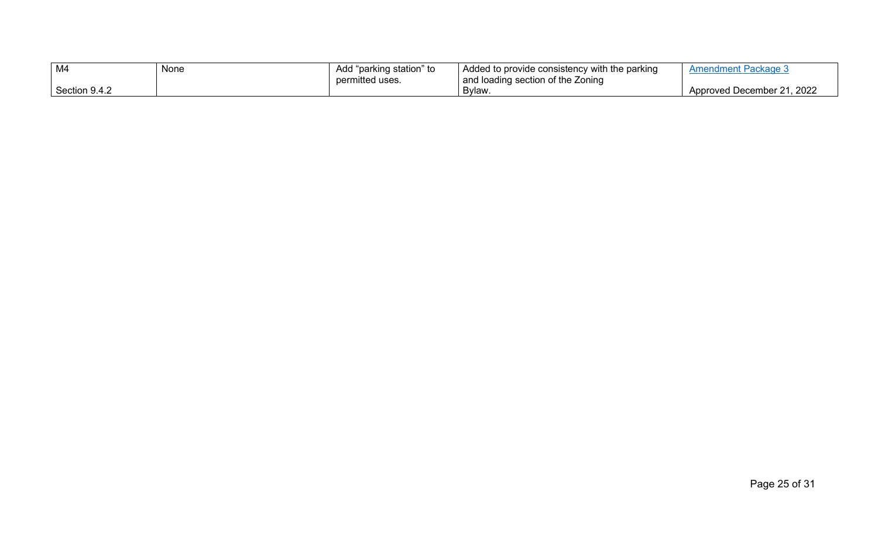| M4 <br> <br> Section 9.4.2 | None | Add "parking station" to permitted uses. | Added to provide consistency with the parking and loading section of the Zoning Bylaw. | [Amendment Package 3]() <br> <br> Approved December 21, 2022 |
| --- | --- | --- | --- | --- |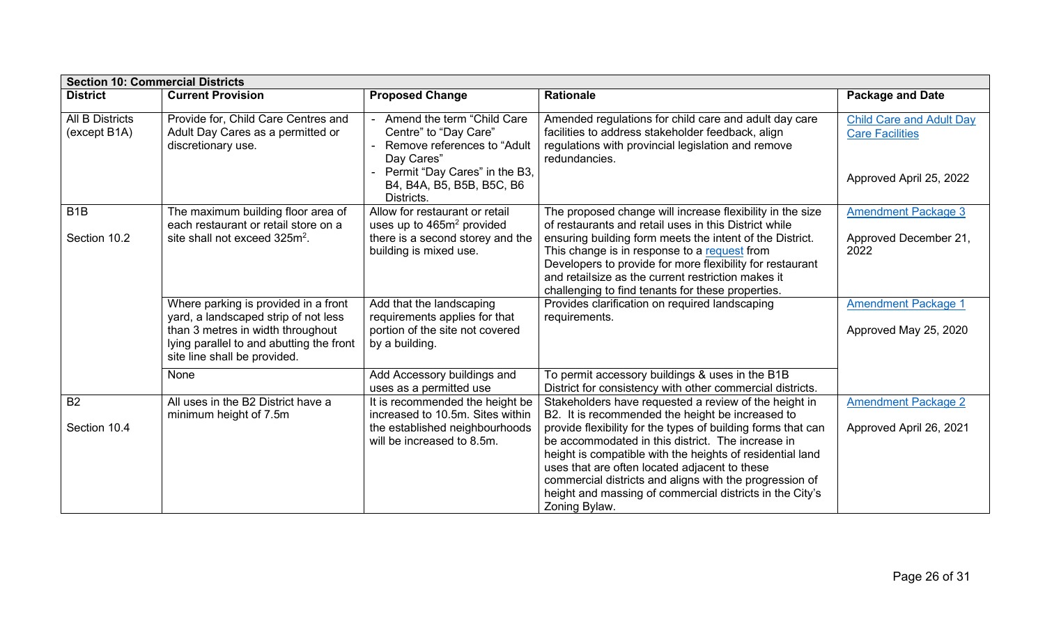| Section 10: Commercial Districts | | | | |
|---|---|---|---|---|
| **District** | **Current Provision** | **Proposed Change** | **Rationale** | **Package and Date** |
| All B Districts (except B1A) | Provide for, Child Care Centres and Adult Day Cares as a permitted or discretionary use. | - Amend the term "Child Care Centre" to "Day Care"<br>- Remove references to "Adult Day Cares"<br>- Permit "Day Cares" in the B3, B4, B4A, B5, B5B, B5C, B6 Districts. | Amended regulations for child care and adult day care facilities to address stakeholder feedback, align regulations with provincial legislation and remove redundancies. | Child Care and Adult Day Care Facilities<br><br>Approved April 25, 2022 |
| B1B<br><br>Section 10.2 | The maximum building floor area of each restaurant or retail store on a site shall not exceed 325m$^2$. | Allow for restaurant or retail uses up to 465m$^2$ provided there is a second storey and the building is mixed use. | The proposed change will increase flexibility in the size of restaurants and retail uses in this District while ensuring building form meets the intent of the District. This change is in response to a request from Developers to provide for more flexibility for restaurant and retailsize as the current restriction makes it challenging to find tenants for these properties. | Amendment Package 3<br><br>Approved December 21, 2022 |
| | Where parking is provided in a front yard, a landscaped strip of not less than 3 metres in width throughout lying parallel to and abutting the front site line shall be provided. | Add that the landscaping requirements applies for that portion of the site not covered by a building. | Provides clarification on required landscaping requirements. | Amendment Package 1<br><br>Approved May 25, 2020 |
| | None | Add Accessory buildings and uses as a permitted use | To permit accessory buildings & uses in the B1B District for consistency with other commercial districts. | |
| B2<br><br>Section 10.4 | All uses in the B2 District have a minimum height of 7.5m | It is recommended the height be increased to 10.5m. Sites within the established neighbourhoods will be increased to 8.5m. | Stakeholders have requested a review of the height in B2. It is recommended the height be increased to provide flexibility for the types of building forms that can be accommodated in this district. The increase in height is compatible with the heights of residential land uses that are often located adjacent to these commercial districts and aligns with the progression of height and massing of commercial districts in the City's Zoning Bylaw. | Amendment Package 2<br><br>Approved April 26, 2021 |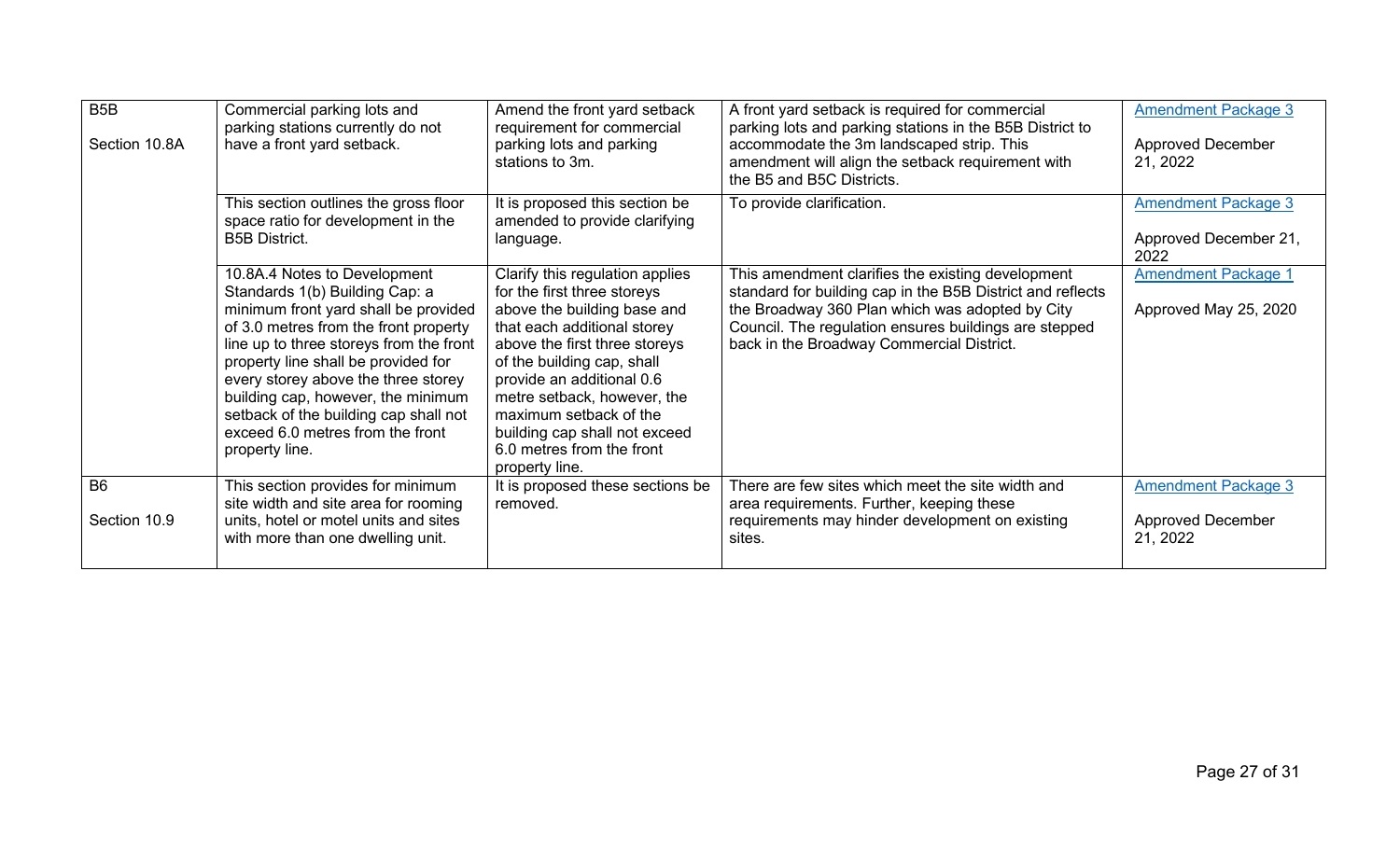| | | | | |
|---|---|---|---|---|
| B5B<br><br>Section 10.8A | Commercial parking lots and parking stations currently do not have a front yard setback. | Amend the front yard setback requirement for commercial parking lots and parking stations to 3m. | A front yard setback is required for commercial parking lots and parking stations in the B5B District to accommodate the 3m landscaped strip. This amendment will align the setback requirement with the B5 and B5C Districts. | Amendment Package 3<br><br>Approved December 21, 2022 |
| | This section outlines the gross floor space ratio for development in the B5B District. | It is proposed this section be amended to provide clarifying language. | To provide clarification. | Amendment Package 3<br><br>Approved December 21, 2022 |
| | 10.8A.4 Notes to Development Standards 1(b) Building Cap: a minimum front yard shall be provided of 3.0 metres from the front property line up to three storeys from the front property line shall be provided for every storey above the three storey building cap, however, the minimum setback of the building cap shall not exceed 6.0 metres from the front property line. | Clarify this regulation applies for the first three storeys above the building base and that each additional storey above the first three storeys of the building cap, shall provide an additional 0.6 metre setback, however, the maximum setback of the building cap shall not exceed 6.0 metres from the front property line. | This amendment clarifies the existing development standard for building cap in the B5B District and reflects the Broadway 360 Plan which was adopted by City Council. The regulation ensures buildings are stepped back in the Broadway Commercial District. | Amendment Package 1<br><br>Approved May 25, 2020 |
| B6<br><br>Section 10.9 | This section provides for minimum site width and site area for rooming units, hotel or motel units and sites with more than one dwelling unit. | It is proposed these sections be removed. | There are few sites which meet the site width and area requirements. Further, keeping these requirements may hinder development on existing sites. | Amendment Package 3<br><br>Approved December 21, 2022 |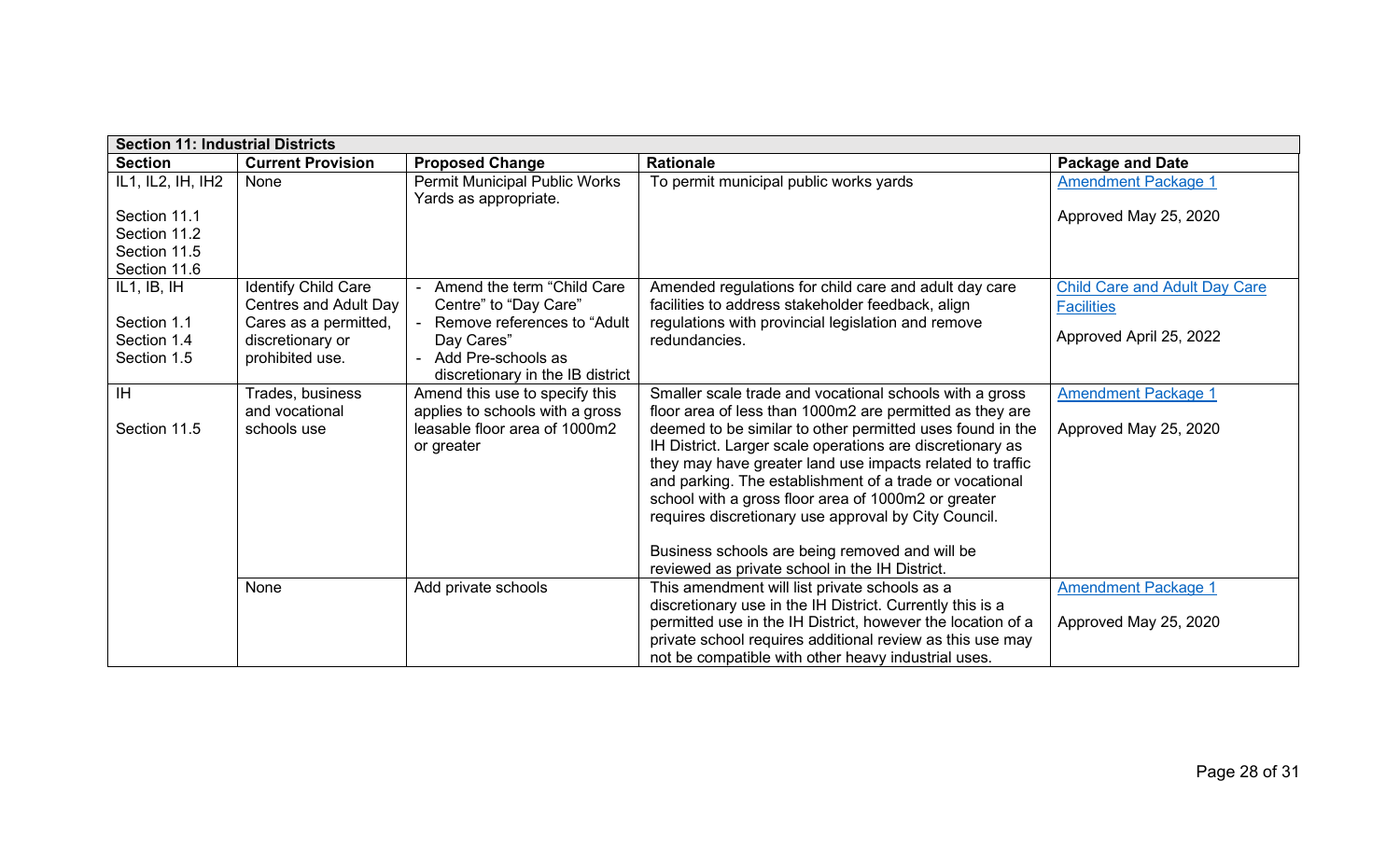| Section 11: Industrial Districts | | | | |
|---|---|---|---|---|
| **Section** | **Current Provision** | **Proposed Change** | **Rationale** | **Package and Date** |
| IL1, IL2, IH, IH2<br><br>Section 11.1<br>Section 11.2<br>Section 11.5<br>Section 11.6 | None | Permit Municipal Public Works Yards as appropriate. | To permit municipal public works yards | Amendment Package 1<br><br>Approved May 25, 2020 |
| IL1, IB, IH<br><br>Section 1.1<br>Section 1.4<br>Section 1.5 | Identify Child Care Centres and Adult Day Cares as a permitted, discretionary or prohibited use. | - Amend the term “Child Care Centre” to “Day Care”<br>- Remove references to “Adult Day Cares”<br>- Add Pre-schools as discretionary in the IB district | Amended regulations for child care and adult day care facilities to address stakeholder feedback, align regulations with provincial legislation and remove redundancies. | Child Care and Adult Day Care Facilities<br><br>Approved April 25, 2022 |
| IH<br><br>Section 11.5 | Trades, business and vocational schools use | Amend this use to specify this applies to schools with a gross leasable floor area of 1000m2 or greater | Smaller scale trade and vocational schools with a gross floor area of less than 1000m2 are permitted as they are deemed to be similar to other permitted uses found in the IH District. Larger scale operations are discretionary as they may have greater land use impacts related to traffic and parking. The establishment of a trade or vocational school with a gross floor area of 1000m2 or greater requires discretionary use approval by City Council.<br><br>Business schools are being removed and will be reviewed as private school in the IH District. | Amendment Package 1<br><br>Approved May 25, 2020 |
| | None | Add private schools | This amendment will list private schools as a discretionary use in the IH District. Currently this is a permitted use in the IH District, however the location of a private school requires additional review as this use may not be compatible with other heavy industrial uses. | Amendment Package 1<br><br>Approved May 25, 2020 |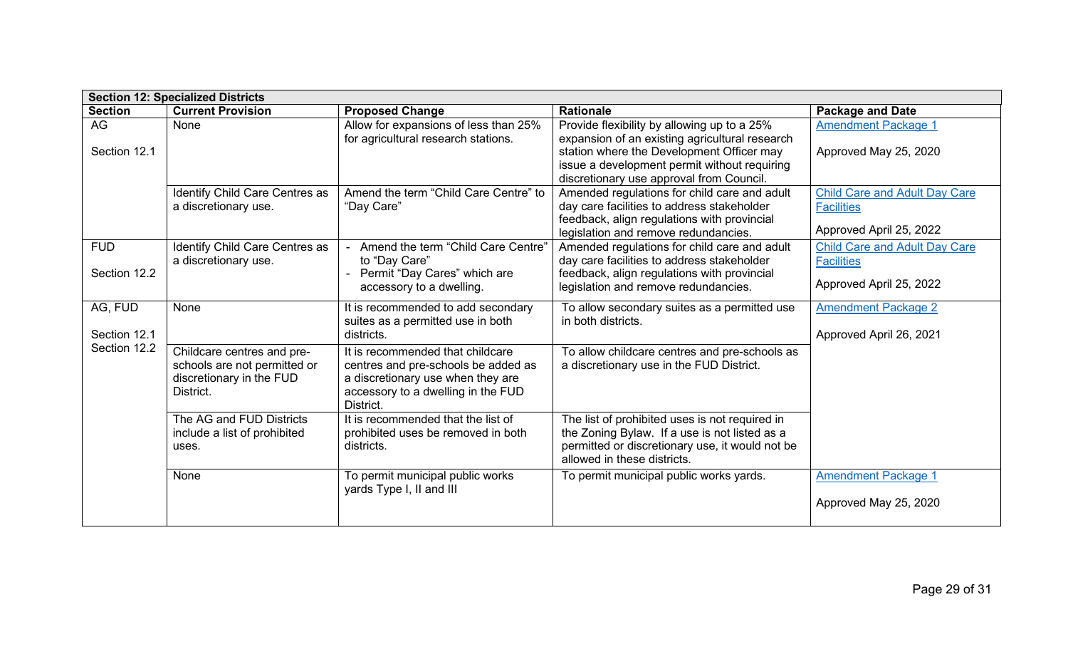| Section 12: Specialized Districts | | | | |
|---|---|---|---|---|
| **Section** | **Current Provision** | **Proposed Change** | **Rationale** | **Package and Date** |
| AG<br><br>Section 12.1 | None | Allow for expansions of less than 25% for agricultural research stations. | Provide flexibility by allowing up to a 25% expansion of an existing agricultural research station where the Development Officer may issue a development permit without requiring discretionary use approval from Council. | Amendment Package 1<br><br>Approved May 25, 2020 |
| | Identify Child Care Centres as a discretionary use. | Amend the term "Child Care Centre" to "Day Care" | Amended regulations for child care and adult day care facilities to address stakeholder feedback, align regulations with provincial legislation and remove redundancies. | Child Care and Adult Day Care Facilities<br><br>Approved April 25, 2022 |
| FUD<br><br>Section 12.2 | Identify Child Care Centres as a discretionary use. | - Amend the term "Child Care Centre" to "Day Care"<br>- Permit "Day Cares" which are accessory to a dwelling. | Amended regulations for child care and adult day care facilities to address stakeholder feedback, align regulations with provincial legislation and remove redundancies. | Child Care and Adult Day Care Facilities<br><br>Approved April 25, 2022 |
| AG, FUD<br><br>Section 12.1<br>Section 12.2 | None | It is recommended to add secondary suites as a permitted use in both districts. | To allow secondary suites as a permitted use in both districts. | Amendment Package 2<br><br>Approved April 26, 2021 |
| | Childcare centres and pre-schools are not permitted or discretionary in the FUD District. | It is recommended that childcare centres and pre-schools be added as a discretionary use when they are accessory to a dwelling in the FUD District. | To allow childcare centres and pre-schools as a discretionary use in the FUD District. | |
| | The AG and FUD Districts include a list of prohibited uses. | It is recommended that the list of prohibited uses be removed in both districts. | The list of prohibited uses is not required in the Zoning Bylaw. If a use is not listed as a permitted or discretionary use, it would not be allowed in these districts. | |
| | None | To permit municipal public works yards Type I, II and III | To permit municipal public works yards. | Amendment Package 1<br><br>Approved May 25, 2020 |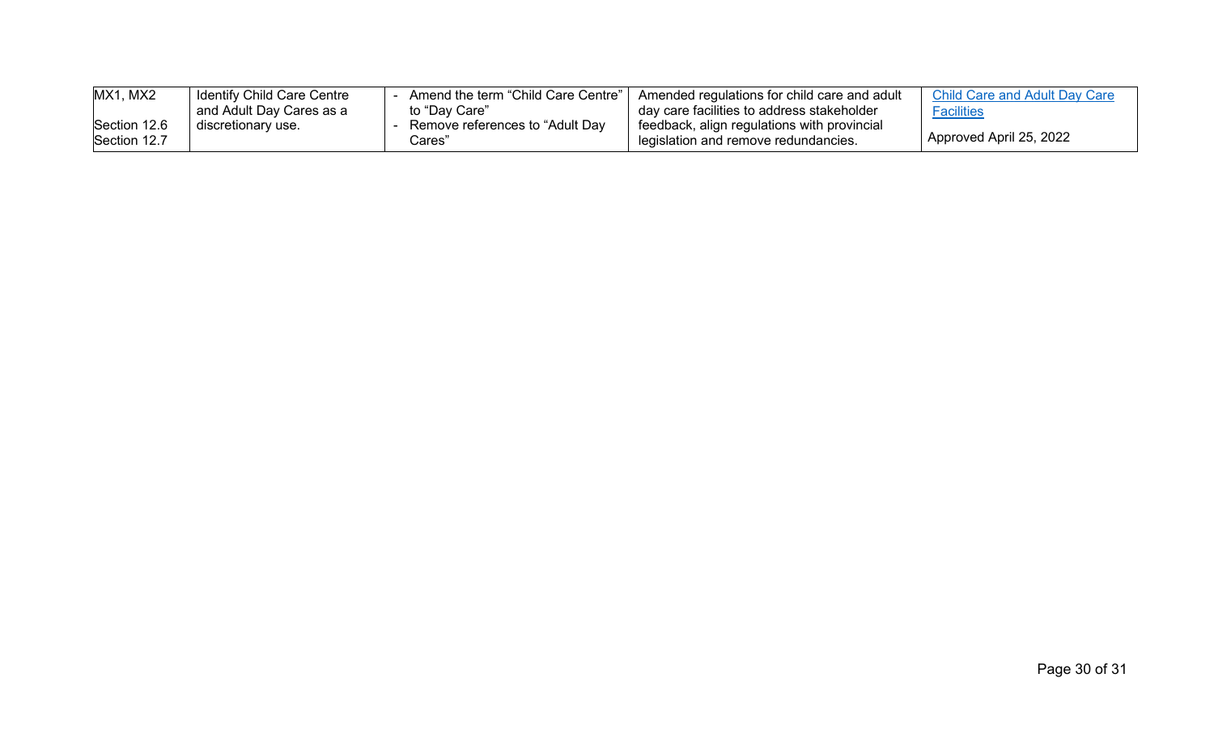| | | | | |
|---|---|---|---|---|
| MX1, MX2<br><br>Section 12.6<br>Section 12.7 | Identify Child Care Centre and Adult Day Cares as a discretionary use. | - Amend the term “Child Care Centre” to “Day Care”<br>- Remove references to “Adult Day Cares” | Amended regulations for child care and adult day care facilities to address stakeholder feedback, align regulations with provincial legislation and remove redundancies. | Child Care and Adult Day Care Facilities<br><br>Approved April 25, 2022 |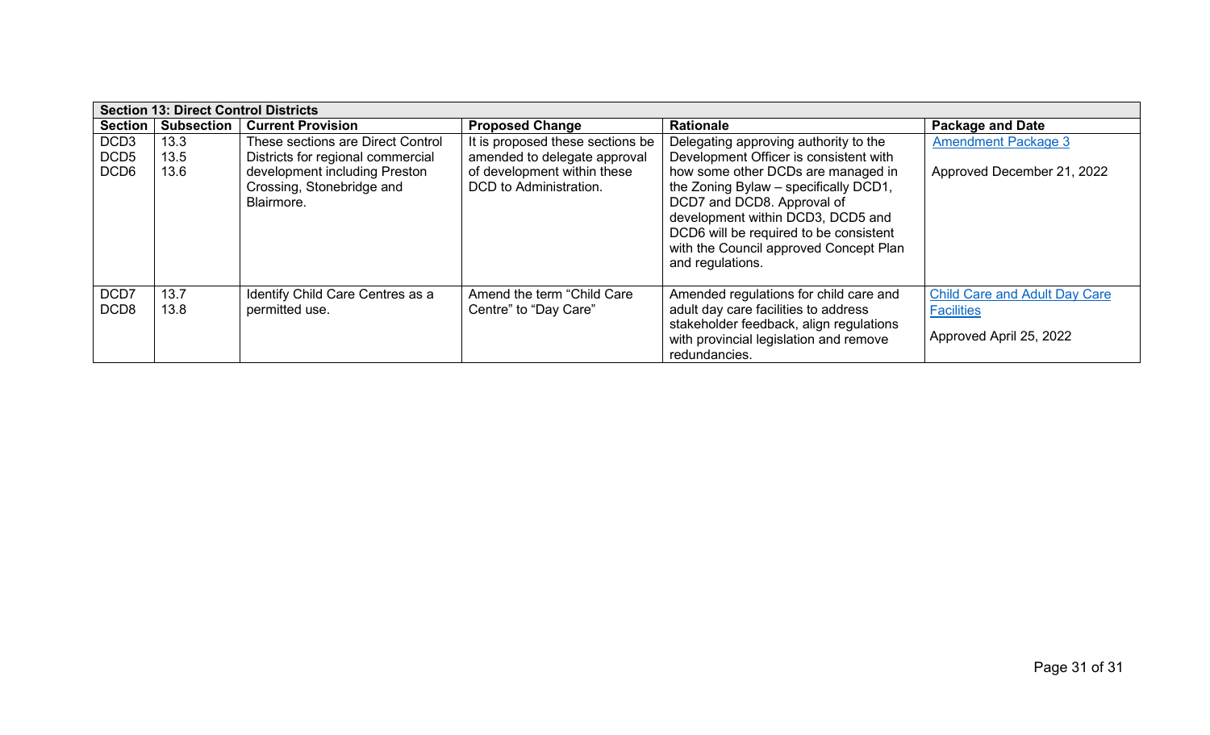| Section 13: Direct Control Districts | | | | | |
|---|---|---|---|---|---|
| **Section** | **Subsection** | **Current Provision** | **Proposed Change** | **Rationale** | **Package and Date** |
| DCD3<br>DCD5<br>DCD6 | 13.3<br>13.5<br>13.6 | These sections are Direct Control Districts for regional commercial development including Preston Crossing, Stonebridge and Blairmore. | It is proposed these sections be amended to delegate approval of development within these DCD to Administration. | Delegating approving authority to the Development Officer is consistent with how some other DCDs are managed in the Zoning Bylaw – specifically DCD1, DCD7 and DCD8. Approval of development within DCD3, DCD5 and DCD6 will be required to be consistent with the Council approved Concept Plan and regulations. | Amendment Package 3<br><br>Approved December 21, 2022 |
| DCD7<br>DCD8 | 13.7<br>13.8 | Identify Child Care Centres as a permitted use. | Amend the term "Child Care Centre" to "Day Care" | Amended regulations for child care and adult day care facilities to address stakeholder feedback, align regulations with provincial legislation and remove redundancies. | Child Care and Adult Day Care Facilities<br><br>Approved April 25, 2022 |